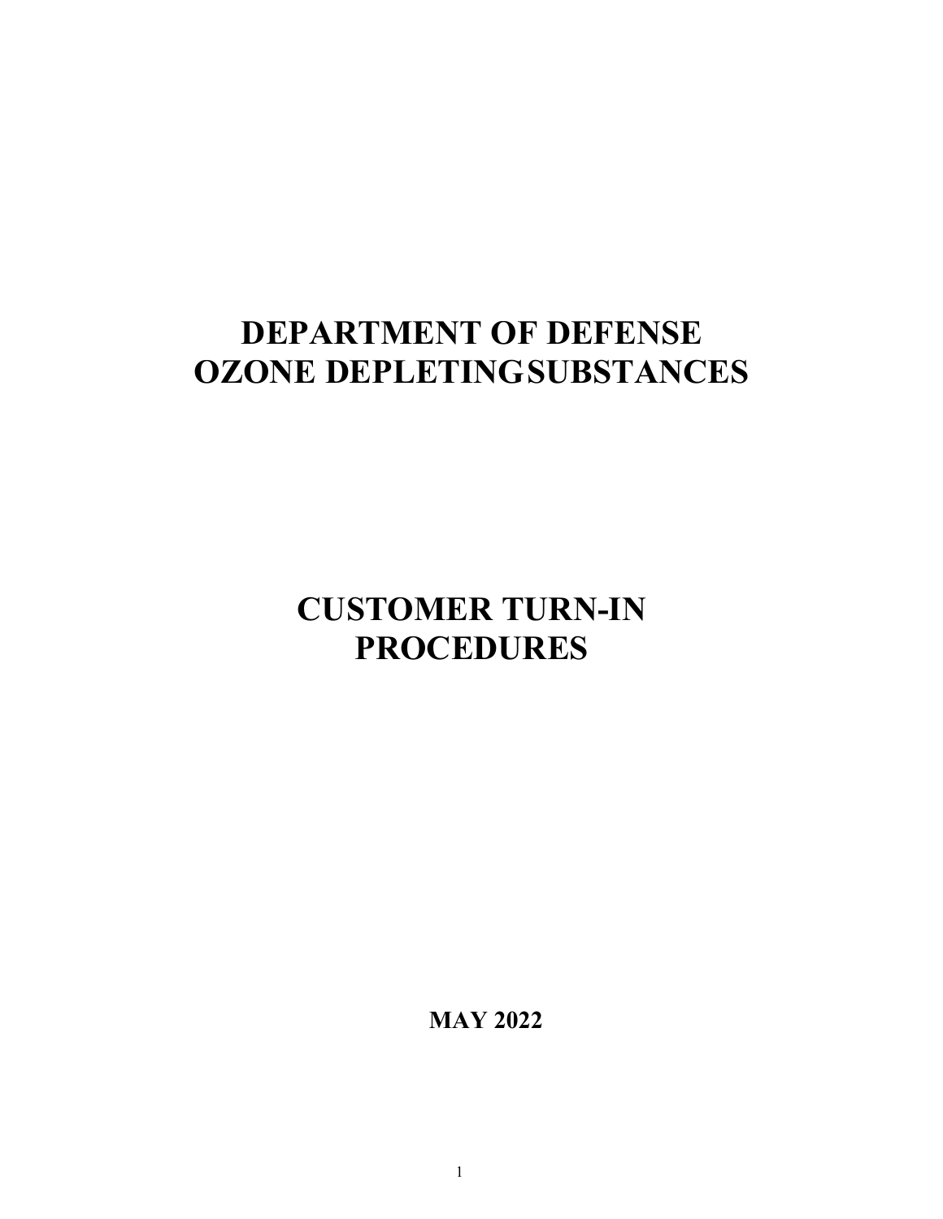# DEPARTMENT OF DEFENSE
# OZONE DEPLETINGSUBSTANCES

# CUSTOMER TURN-IN PROCEDURES

**MAY 2022**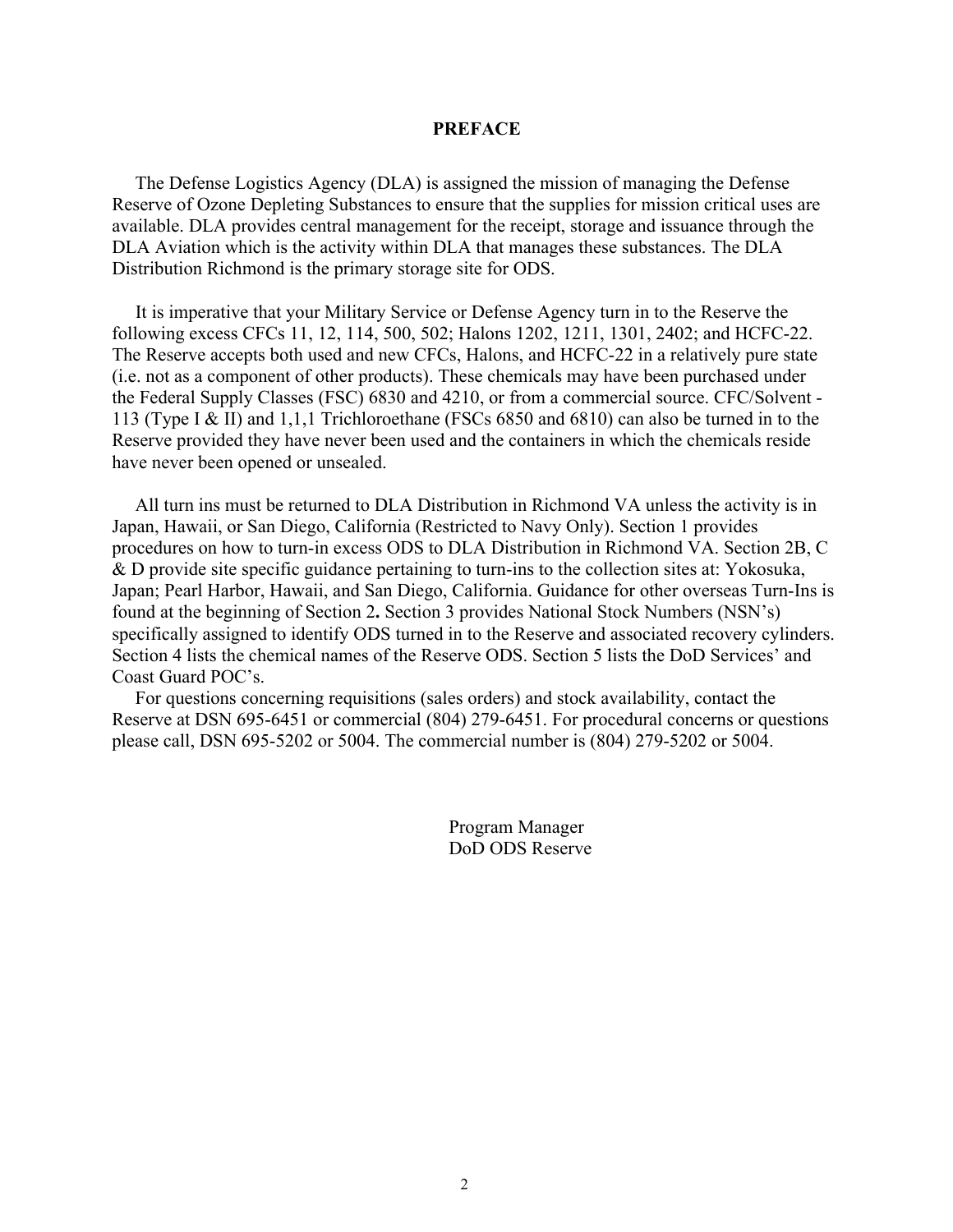## PREFACE

The Defense Logistics Agency (DLA) is assigned the mission of managing the Defense Reserve of Ozone Depleting Substances to ensure that the supplies for mission critical uses are available. DLA provides central management for the receipt, storage and issuance through the DLA Aviation which is the activity within DLA that manages these substances. The DLA Distribution Richmond is the primary storage site for ODS.

It is imperative that your Military Service or Defense Agency turn in to the Reserve the following excess CFCs 11, 12, 114, 500, 502; Halons 1202, 1211, 1301, 2402; and HCFC-22. The Reserve accepts both used and new CFCs, Halons, and HCFC-22 in a relatively pure state (i.e. not as a component of other products). These chemicals may have been purchased under the Federal Supply Classes (FSC) 6830 and 4210, or from a commercial source. CFC/Solvent - 113 (Type I & II) and 1,1,1 Trichloroethane (FSCs 6850 and 6810) can also be turned in to the Reserve provided they have never been used and the containers in which the chemicals reside have never been opened or unsealed.

All turn ins must be returned to DLA Distribution in Richmond VA unless the activity is in Japan, Hawaii, or San Diego, California (Restricted to Navy Only). Section 1 provides procedures on how to turn-in excess ODS to DLA Distribution in Richmond VA. Section 2B, C & D provide site specific guidance pertaining to turn-ins to the collection sites at: Yokosuka, Japan; Pearl Harbor, Hawaii, and San Diego, California. Guidance for other overseas Turn-Ins is found at the beginning of Section 2**.** Section 3 provides National Stock Numbers (NSN's) specifically assigned to identify ODS turned in to the Reserve and associated recovery cylinders. Section 4 lists the chemical names of the Reserve ODS. Section 5 lists the DoD Services' and Coast Guard POC's.

For questions concerning requisitions (sales orders) and stock availability, contact the Reserve at DSN 695-6451 or commercial (804) 279-6451. For procedural concerns or questions please call, DSN 695-5202 or 5004. The commercial number is (804) 279-5202 or 5004.

Program Manager
DoD ODS Reserve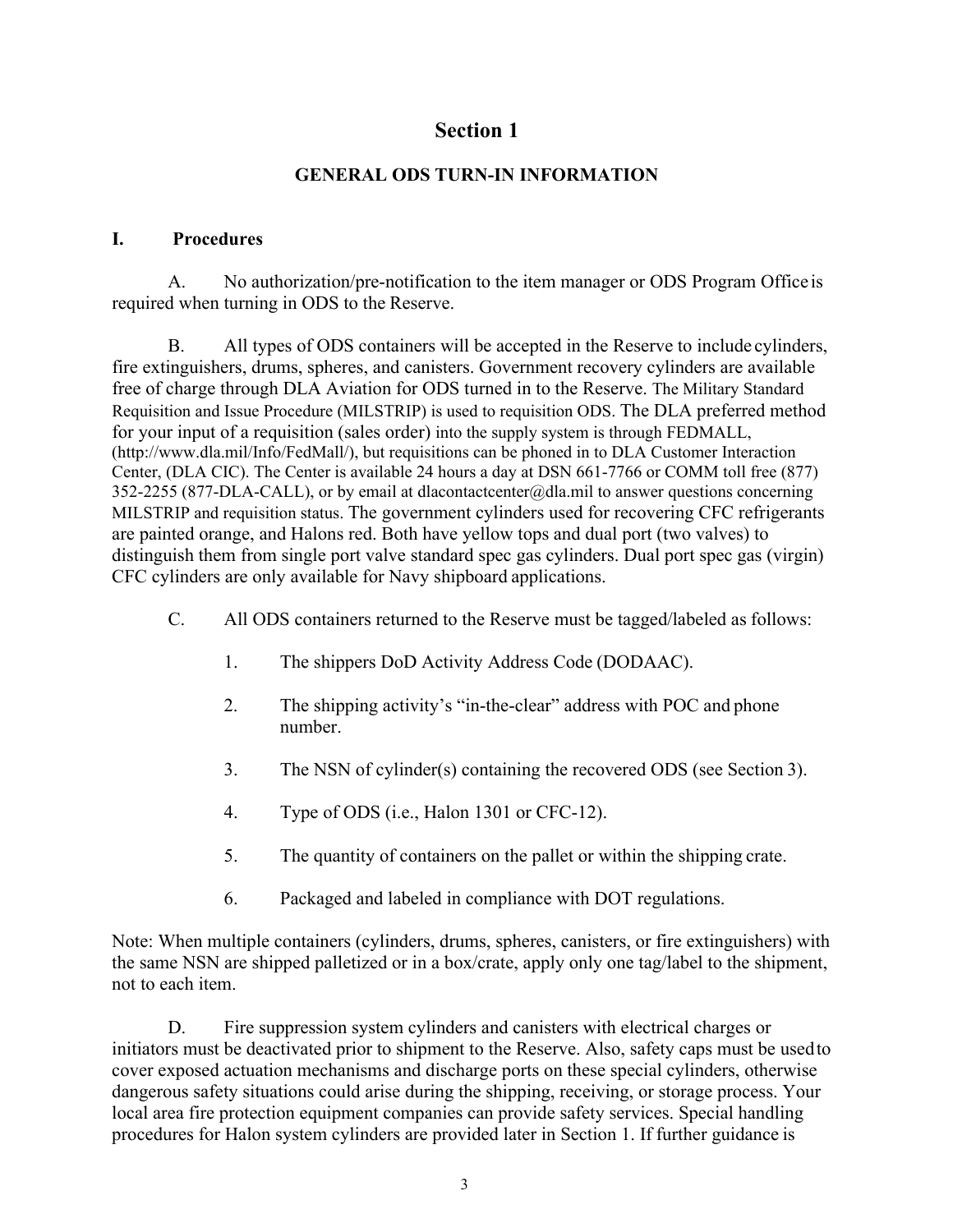# Section 1

## GENERAL ODS TURN-IN INFORMATION

### I. Procedures

A. No authorization/pre-notification to the item manager or ODS Program Office is required when turning in ODS to the Reserve.

B. All types of ODS containers will be accepted in the Reserve to include cylinders, fire extinguishers, drums, spheres, and canisters. Government recovery cylinders are available free of charge through DLA Aviation for ODS turned in to the Reserve. The Military Standard Requisition and Issue Procedure (MILSTRIP) is used to requisition ODS. The DLA preferred method for your input of a requisition (sales order) into the supply system is through FEDMALL, (http://www.dla.mil/Info/FedMall/), but requisitions can be phoned in to DLA Customer Interaction Center, (DLA CIC). The Center is available 24 hours a day at DSN 661-7766 or COMM toll free (877) 352-2255 (877-DLA-CALL), or by email at dlacontactcenter@dla.mil to answer questions concerning MILSTRIP and requisition status. The government cylinders used for recovering CFC refrigerants are painted orange, and Halons red. Both have yellow tops and dual port (two valves) to distinguish them from single port valve standard spec gas cylinders. Dual port spec gas (virgin) CFC cylinders are only available for Navy shipboard applications.

C. All ODS containers returned to the Reserve must be tagged/labeled as follows:

1. The shippers DoD Activity Address Code (DODAAC).
2. The shipping activity's "in-the-clear" address with POC and phone number.
3. The NSN of cylinder(s) containing the recovered ODS (see Section 3).
4. Type of ODS (i.e., Halon 1301 or CFC-12).
5. The quantity of containers on the pallet or within the shipping crate.
6. Packaged and labeled in compliance with DOT regulations.

Note: When multiple containers (cylinders, drums, spheres, canisters, or fire extinguishers) with the same NSN are shipped palletized or in a box/crate, apply only one tag/label to the shipment, not to each item.

D. Fire suppression system cylinders and canisters with electrical charges or initiators must be deactivated prior to shipment to the Reserve. Also, safety caps must be used to cover exposed actuation mechanisms and discharge ports on these special cylinders, otherwise dangerous safety situations could arise during the shipping, receiving, or storage process. Your local area fire protection equipment companies can provide safety services. Special handling procedures for Halon system cylinders are provided later in Section 1. If further guidance is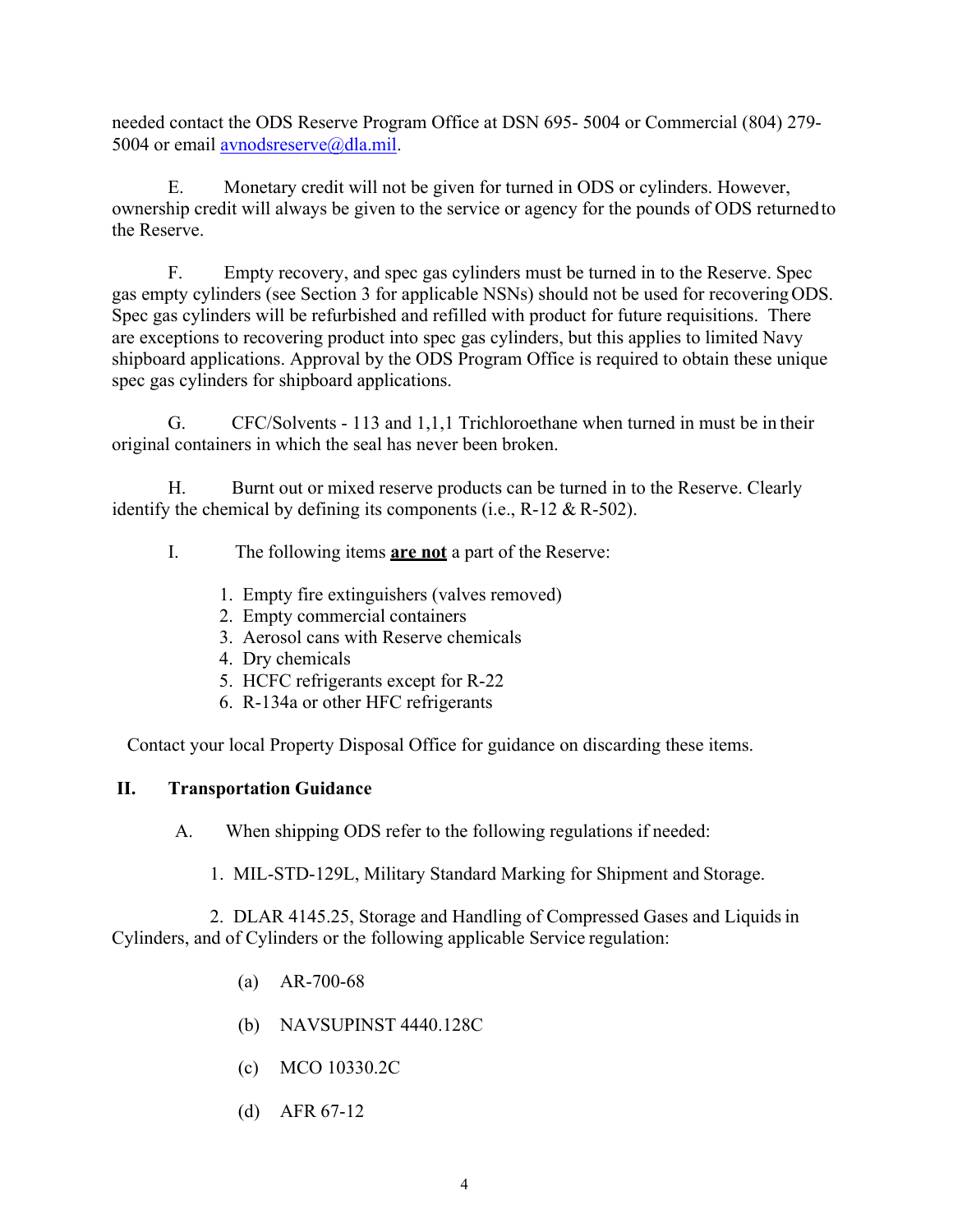needed contact the ODS Reserve Program Office at DSN 695- 5004 or Commercial (804) 279-5004 or email avnodsreserve@dla.mil.

E. Monetary credit will not be given for turned in ODS or cylinders. However, ownership credit will always be given to the service or agency for the pounds of ODS returned to the Reserve.

F. Empty recovery, and spec gas cylinders must be turned in to the Reserve. Spec gas empty cylinders (see Section 3 for applicable NSNs) should not be used for recovering ODS. Spec gas cylinders will be refurbished and refilled with product for future requisitions. There are exceptions to recovering product into spec gas cylinders, but this applies to limited Navy shipboard applications. Approval by the ODS Program Office is required to obtain these unique spec gas cylinders for shipboard applications.

G. CFC/Solvents - 113 and 1,1,1 Trichloroethane when turned in must be in their original containers in which the seal has never been broken.

H. Burnt out or mixed reserve products can be turned in to the Reserve. Clearly identify the chemical by defining its components (i.e., R-12 & R-502).

I. The following items **are not** a part of the Reserve:

1. Empty fire extinguishers (valves removed)
2. Empty commercial containers
3. Aerosol cans with Reserve chemicals
4. Dry chemicals
5. HCFC refrigerants except for R-22
6. R-134a or other HFC refrigerants

Contact your local Property Disposal Office for guidance on discarding these items.

## II. Transportation Guidance

A. When shipping ODS refer to the following regulations if needed:

1. MIL-STD-129L, Military Standard Marking for Shipment and Storage.

2. DLAR 4145.25, Storage and Handling of Compressed Gases and Liquids in Cylinders, and of Cylinders or the following applicable Service regulation:

(a) AR-700-68

(b) NAVSUPINST 4440.128C

(c) MCO 10330.2C

(d) AFR 67-12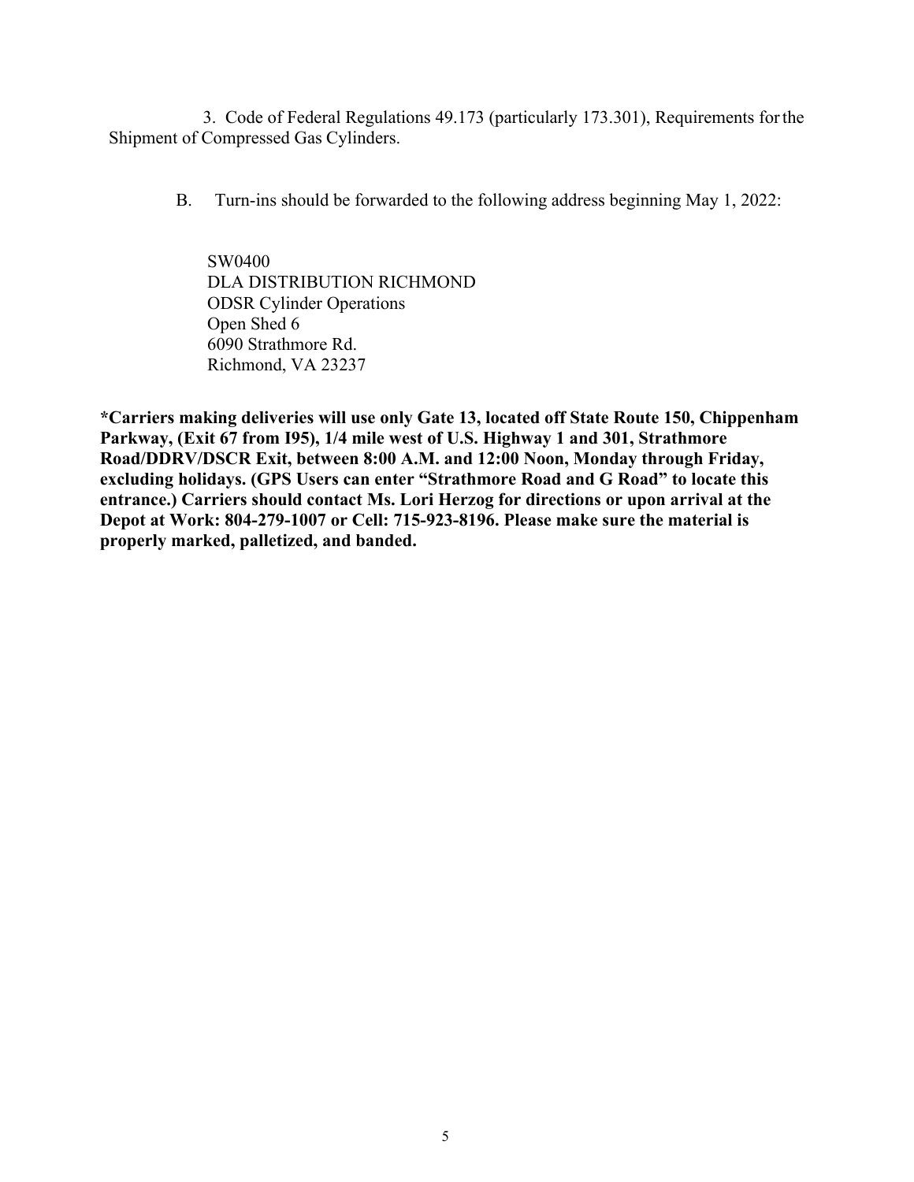3. Code of Federal Regulations 49.173 (particularly 173.301), Requirements for the Shipment of Compressed Gas Cylinders.

B. Turn-ins should be forwarded to the following address beginning May 1, 2022:

SW0400  
DLA DISTRIBUTION RICHMOND  
ODSR Cylinder Operations  
Open Shed 6  
6090 Strathmore Rd.  
Richmond, VA 23237

**\*Carriers making deliveries will use only Gate 13, located off State Route 150, Chippenham Parkway, (Exit 67 from I95), 1/4 mile west of U.S. Highway 1 and 301, Strathmore Road/DDRV/DSCR Exit, between 8:00 A.M. and 12:00 Noon, Monday through Friday, excluding holidays. (GPS Users can enter "Strathmore Road and G Road" to locate this entrance.) Carriers should contact Ms. Lori Herzog for directions or upon arrival at the Depot at Work: 804-279-1007 or Cell: 715-923-8196. Please make sure the material is properly marked, palletized, and banded.**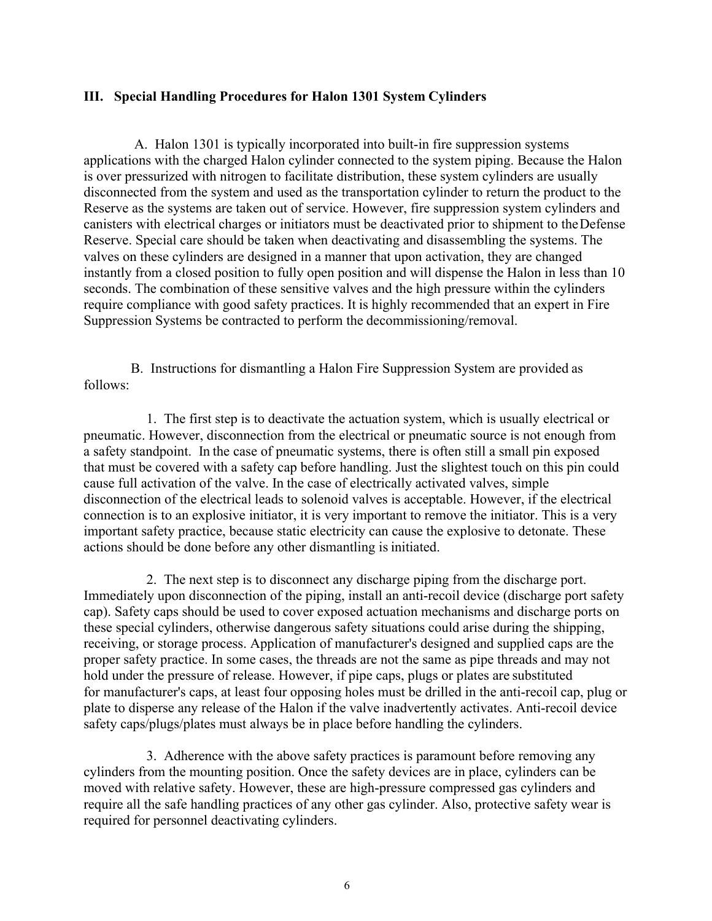### III. Special Handling Procedures for Halon 1301 System Cylinders

A. Halon 1301 is typically incorporated into built-in fire suppression systems applications with the charged Halon cylinder connected to the system piping. Because the Halon is over pressurized with nitrogen to facilitate distribution, these system cylinders are usually disconnected from the system and used as the transportation cylinder to return the product to the Reserve as the systems are taken out of service. However, fire suppression system cylinders and canisters with electrical charges or initiators must be deactivated prior to shipment to the Defense Reserve. Special care should be taken when deactivating and disassembling the systems. The valves on these cylinders are designed in a manner that upon activation, they are changed instantly from a closed position to fully open position and will dispense the Halon in less than 10 seconds. The combination of these sensitive valves and the high pressure within the cylinders require compliance with good safety practices. It is highly recommended that an expert in Fire Suppression Systems be contracted to perform the decommissioning/removal.

B. Instructions for dismantling a Halon Fire Suppression System are provided as follows:

1. The first step is to deactivate the actuation system, which is usually electrical or pneumatic. However, disconnection from the electrical or pneumatic source is not enough from a safety standpoint. In the case of pneumatic systems, there is often still a small pin exposed that must be covered with a safety cap before handling. Just the slightest touch on this pin could cause full activation of the valve. In the case of electrically activated valves, simple disconnection of the electrical leads to solenoid valves is acceptable. However, if the electrical connection is to an explosive initiator, it is very important to remove the initiator. This is a very important safety practice, because static electricity can cause the explosive to detonate. These actions should be done before any other dismantling is initiated.

2. The next step is to disconnect any discharge piping from the discharge port. Immediately upon disconnection of the piping, install an anti-recoil device (discharge port safety cap). Safety caps should be used to cover exposed actuation mechanisms and discharge ports on these special cylinders, otherwise dangerous safety situations could arise during the shipping, receiving, or storage process. Application of manufacturer's designed and supplied caps are the proper safety practice. In some cases, the threads are not the same as pipe threads and may not hold under the pressure of release. However, if pipe caps, plugs or plates are substituted for manufacturer's caps, at least four opposing holes must be drilled in the anti-recoil cap, plug or plate to disperse any release of the Halon if the valve inadvertently activates. Anti-recoil device safety caps/plugs/plates must always be in place before handling the cylinders.

3. Adherence with the above safety practices is paramount before removing any cylinders from the mounting position. Once the safety devices are in place, cylinders can be moved with relative safety. However, these are high-pressure compressed gas cylinders and require all the safe handling practices of any other gas cylinder. Also, protective safety wear is required for personnel deactivating cylinders.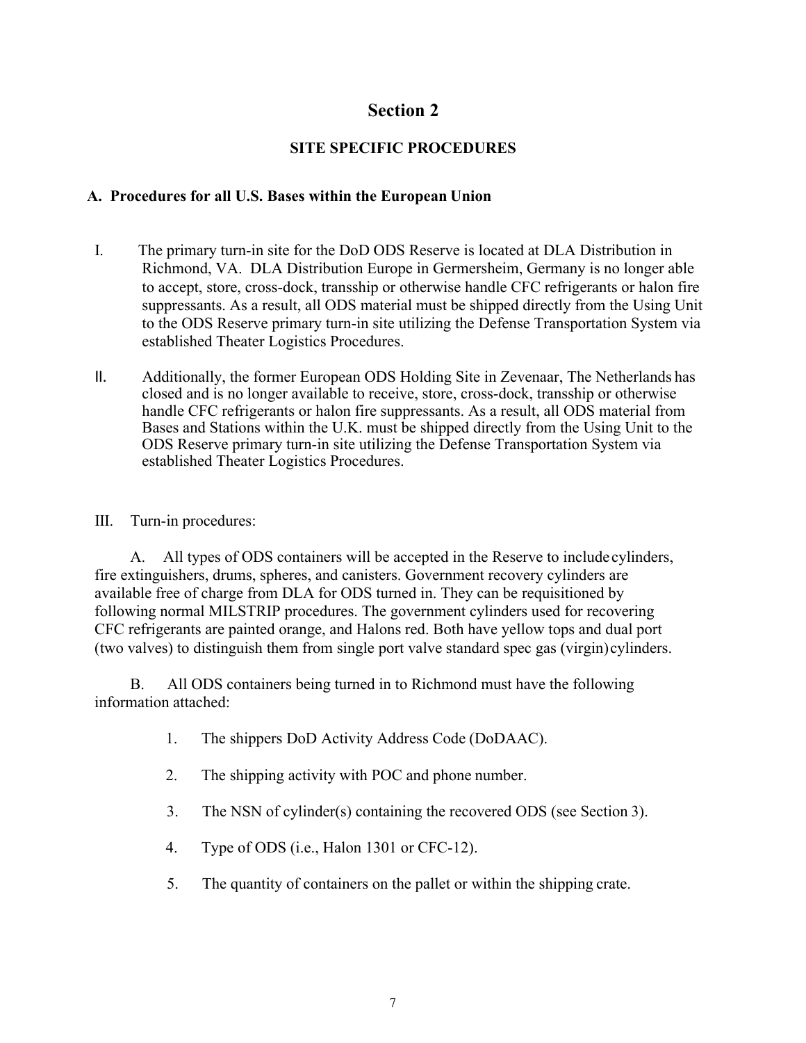# Section 2

## SITE SPECIFIC PROCEDURES

### A. Procedures for all U.S. Bases within the European Union

I. The primary turn-in site for the DoD ODS Reserve is located at DLA Distribution in Richmond, VA. DLA Distribution Europe in Germersheim, Germany is no longer able to accept, store, cross-dock, transship or otherwise handle CFC refrigerants or halon fire suppressants. As a result, all ODS material must be shipped directly from the Using Unit to the ODS Reserve primary turn-in site utilizing the Defense Transportation System via established Theater Logistics Procedures.

II. Additionally, the former European ODS Holding Site in Zevenaar, The Netherlands has closed and is no longer available to receive, store, cross-dock, transship or otherwise handle CFC refrigerants or halon fire suppressants. As a result, all ODS material from Bases and Stations within the U.K. must be shipped directly from the Using Unit to the ODS Reserve primary turn-in site utilizing the Defense Transportation System via established Theater Logistics Procedures.

III. Turn-in procedures:

A. All types of ODS containers will be accepted in the Reserve to include cylinders, fire extinguishers, drums, spheres, and canisters. Government recovery cylinders are available free of charge from DLA for ODS turned in. They can be requisitioned by following normal MILSTRIP procedures. The government cylinders used for recovering CFC refrigerants are painted orange, and Halons red. Both have yellow tops and dual port (two valves) to distinguish them from single port valve standard spec gas (virgin) cylinders.

B. All ODS containers being turned in to Richmond must have the following information attached:

1. The shippers DoD Activity Address Code (DoDAAC).
2. The shipping activity with POC and phone number.
3. The NSN of cylinder(s) containing the recovered ODS (see Section 3).
4. Type of ODS (i.e., Halon 1301 or CFC-12).
5. The quantity of containers on the pallet or within the shipping crate.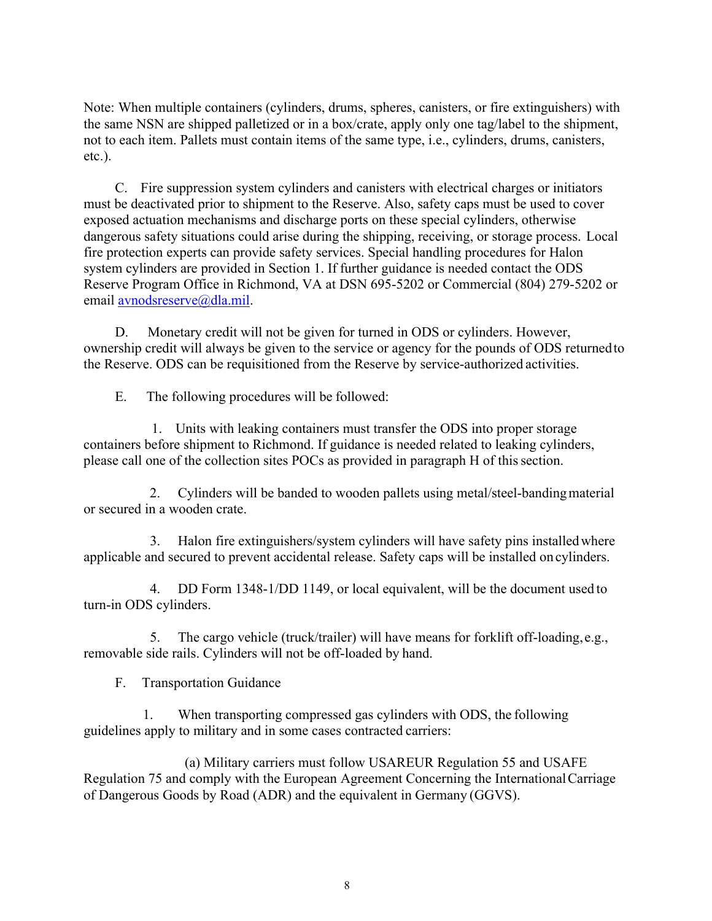Note: When multiple containers (cylinders, drums, spheres, canisters, or fire extinguishers) with the same NSN are shipped palletized or in a box/crate, apply only one tag/label to the shipment, not to each item. Pallets must contain items of the same type, i.e., cylinders, drums, canisters, etc.).

C. Fire suppression system cylinders and canisters with electrical charges or initiators must be deactivated prior to shipment to the Reserve. Also, safety caps must be used to cover exposed actuation mechanisms and discharge ports on these special cylinders, otherwise dangerous safety situations could arise during the shipping, receiving, or storage process. Local fire protection experts can provide safety services. Special handling procedures for Halon system cylinders are provided in Section 1. If further guidance is needed contact the ODS Reserve Program Office in Richmond, VA at DSN 695-5202 or Commercial (804) 279-5202 or email avnodsreserve@dla.mil.

D. Monetary credit will not be given for turned in ODS or cylinders. However, ownership credit will always be given to the service or agency for the pounds of ODS returned to the Reserve. ODS can be requisitioned from the Reserve by service-authorized activities.

E. The following procedures will be followed:

1. Units with leaking containers must transfer the ODS into proper storage containers before shipment to Richmond. If guidance is needed related to leaking cylinders, please call one of the collection sites POCs as provided in paragraph H of this section.

2. Cylinders will be banded to wooden pallets using metal/steel-banding material or secured in a wooden crate.

3. Halon fire extinguishers/system cylinders will have safety pins installed where applicable and secured to prevent accidental release. Safety caps will be installed on cylinders.

4. DD Form 1348-1/DD 1149, or local equivalent, will be the document used to turn-in ODS cylinders.

5. The cargo vehicle (truck/trailer) will have means for forklift off-loading, e.g., removable side rails. Cylinders will not be off-loaded by hand.

F. Transportation Guidance

1. When transporting compressed gas cylinders with ODS, the following guidelines apply to military and in some cases contracted carriers:

(a) Military carriers must follow USAREUR Regulation 55 and USAFE Regulation 75 and comply with the European Agreement Concerning the International Carriage of Dangerous Goods by Road (ADR) and the equivalent in Germany (GGVS).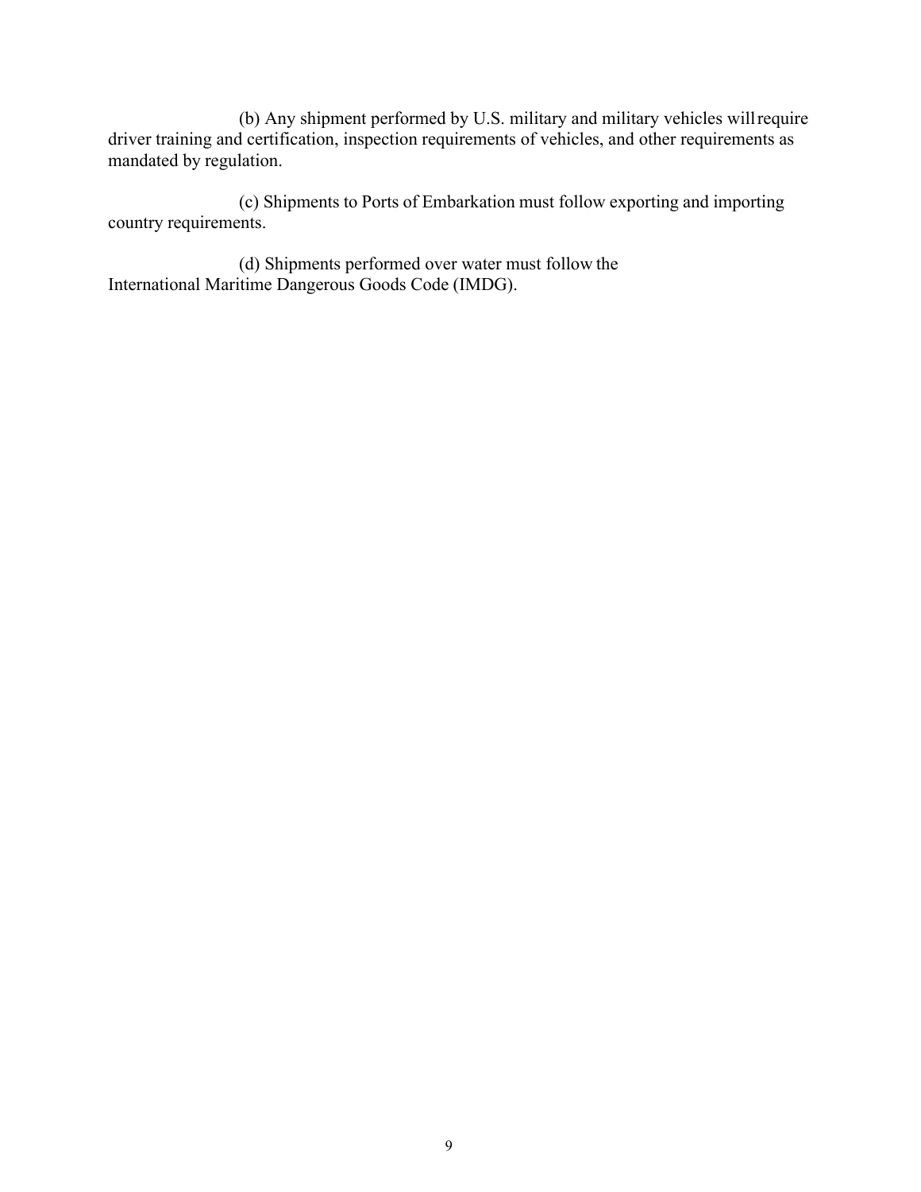(b) Any shipment performed by U.S. military and military vehicles will require driver training and certification, inspection requirements of vehicles, and other requirements as mandated by regulation.

(c) Shipments to Ports of Embarkation must follow exporting and importing country requirements.

(d) Shipments performed over water must follow the International Maritime Dangerous Goods Code (IMDG).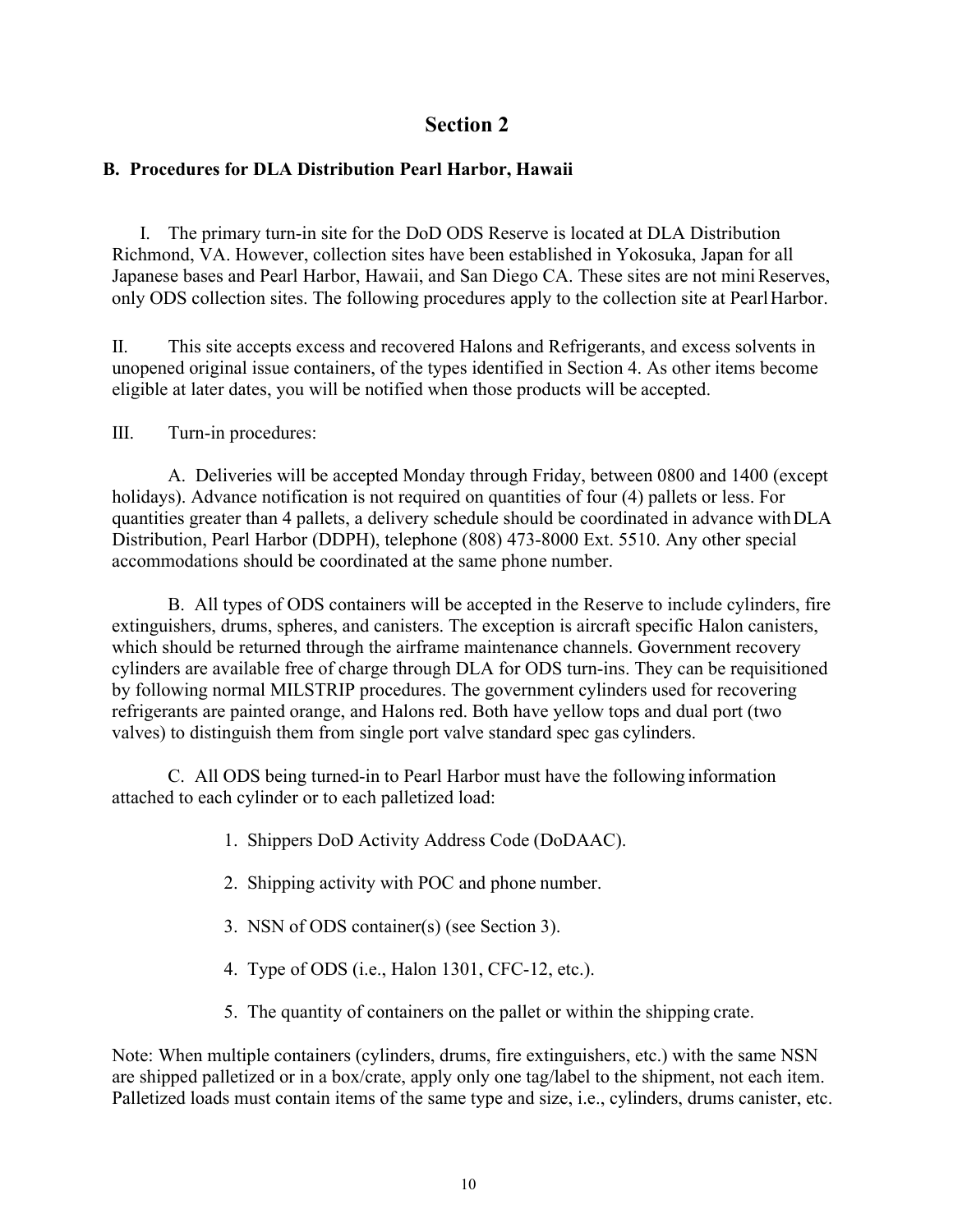# Section 2

## B. Procedures for DLA Distribution Pearl Harbor, Hawaii

I. The primary turn-in site for the DoD ODS Reserve is located at DLA Distribution Richmond, VA. However, collection sites have been established in Yokosuka, Japan for all Japanese bases and Pearl Harbor, Hawaii, and San Diego CA. These sites are not mini Reserves, only ODS collection sites. The following procedures apply to the collection site at Pearl Harbor.

II. This site accepts excess and recovered Halons and Refrigerants, and excess solvents in unopened original issue containers, of the types identified in Section 4. As other items become eligible at later dates, you will be notified when those products will be accepted.

III. Turn-in procedures:

A. Deliveries will be accepted Monday through Friday, between 0800 and 1400 (except holidays). Advance notification is not required on quantities of four (4) pallets or less. For quantities greater than 4 pallets, a delivery schedule should be coordinated in advance with DLA Distribution, Pearl Harbor (DDPH), telephone (808) 473-8000 Ext. 5510. Any other special accommodations should be coordinated at the same phone number.

B. All types of ODS containers will be accepted in the Reserve to include cylinders, fire extinguishers, drums, spheres, and canisters. The exception is aircraft specific Halon canisters, which should be returned through the airframe maintenance channels. Government recovery cylinders are available free of charge through DLA for ODS turn-ins. They can be requisitioned by following normal MILSTRIP procedures. The government cylinders used for recovering refrigerants are painted orange, and Halons red. Both have yellow tops and dual port (two valves) to distinguish them from single port valve standard spec gas cylinders.

C. All ODS being turned-in to Pearl Harbor must have the following information attached to each cylinder or to each palletized load:

1. Shippers DoD Activity Address Code (DoDAAC).
2. Shipping activity with POC and phone number.
3. NSN of ODS container(s) (see Section 3).
4. Type of ODS (i.e., Halon 1301, CFC-12, etc.).
5. The quantity of containers on the pallet or within the shipping crate.

Note: When multiple containers (cylinders, drums, fire extinguishers, etc.) with the same NSN are shipped palletized or in a box/crate, apply only one tag/label to the shipment, not each item. Palletized loads must contain items of the same type and size, i.e., cylinders, drums canister, etc.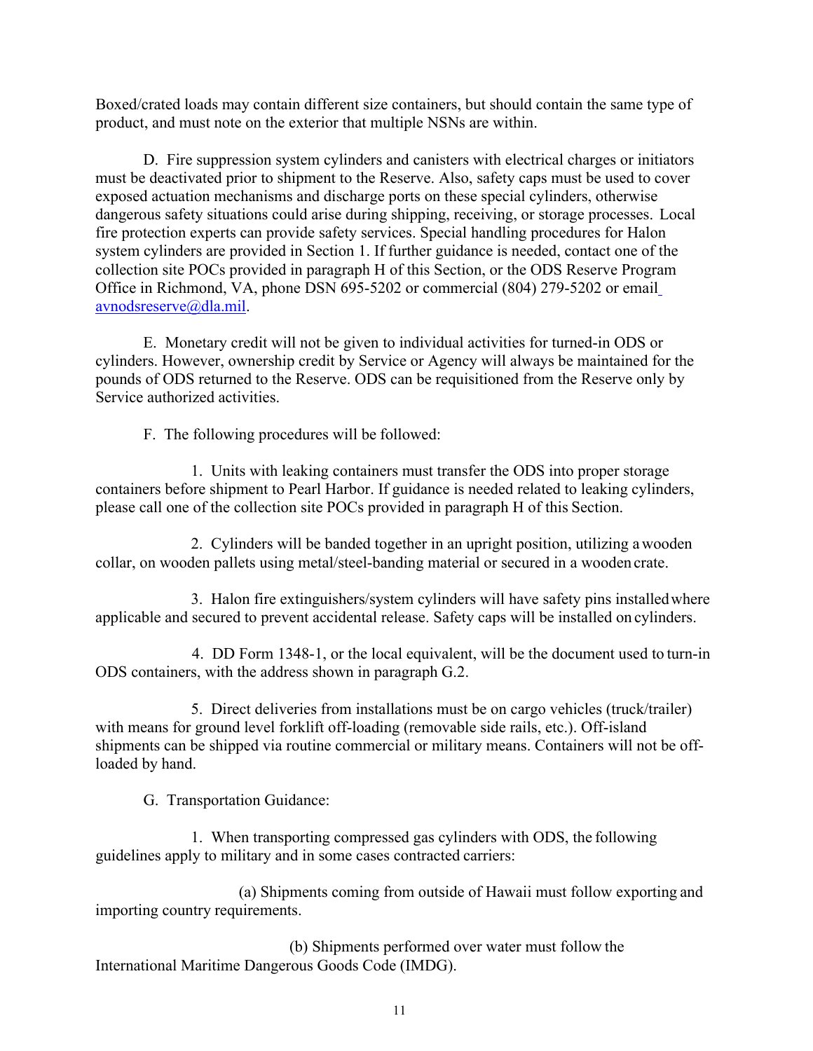Boxed/crated loads may contain different size containers, but should contain the same type of product, and must note on the exterior that multiple NSNs are within.

D. Fire suppression system cylinders and canisters with electrical charges or initiators must be deactivated prior to shipment to the Reserve. Also, safety caps must be used to cover exposed actuation mechanisms and discharge ports on these special cylinders, otherwise dangerous safety situations could arise during shipping, receiving, or storage processes. Local fire protection experts can provide safety services. Special handling procedures for Halon system cylinders are provided in Section 1. If further guidance is needed, contact one of the collection site POCs provided in paragraph H of this Section, or the ODS Reserve Program Office in Richmond, VA, phone DSN 695-5202 or commercial (804) 279-5202 or email avnodsreserve@dla.mil.

E. Monetary credit will not be given to individual activities for turned-in ODS or cylinders. However, ownership credit by Service or Agency will always be maintained for the pounds of ODS returned to the Reserve. ODS can be requisitioned from the Reserve only by Service authorized activities.

F. The following procedures will be followed:

1. Units with leaking containers must transfer the ODS into proper storage containers before shipment to Pearl Harbor. If guidance is needed related to leaking cylinders, please call one of the collection site POCs provided in paragraph H of this Section.

2. Cylinders will be banded together in an upright position, utilizing a wooden collar, on wooden pallets using metal/steel-banding material or secured in a wooden crate.

3. Halon fire extinguishers/system cylinders will have safety pins installed where applicable and secured to prevent accidental release. Safety caps will be installed on cylinders.

4. DD Form 1348-1, or the local equivalent, will be the document used to turn-in ODS containers, with the address shown in paragraph G.2.

5. Direct deliveries from installations must be on cargo vehicles (truck/trailer) with means for ground level forklift off-loading (removable side rails, etc.). Off-island shipments can be shipped via routine commercial or military means. Containers will not be off-loaded by hand.

G. Transportation Guidance:

1. When transporting compressed gas cylinders with ODS, the following guidelines apply to military and in some cases contracted carriers:

(a) Shipments coming from outside of Hawaii must follow exporting and importing country requirements.

(b) Shipments performed over water must follow the International Maritime Dangerous Goods Code (IMDG).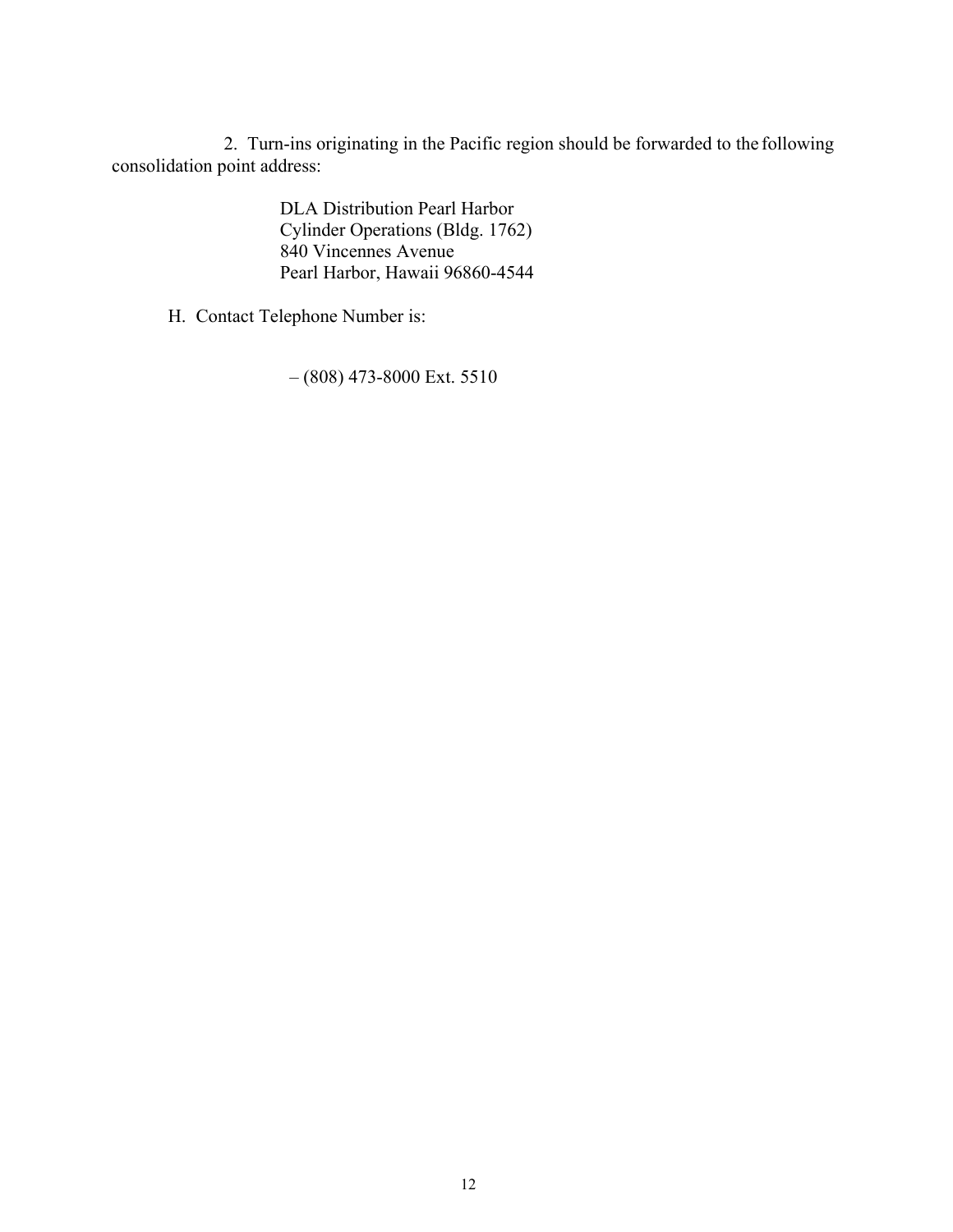2. Turn-ins originating in the Pacific region should be forwarded to the following consolidation point address:

> DLA Distribution Pearl Harbor
> Cylinder Operations (Bldg. 1762)
> 840 Vincennes Avenue
> Pearl Harbor, Hawaii 96860-4544

H. Contact Telephone Number is:

– (808) 473-8000 Ext. 5510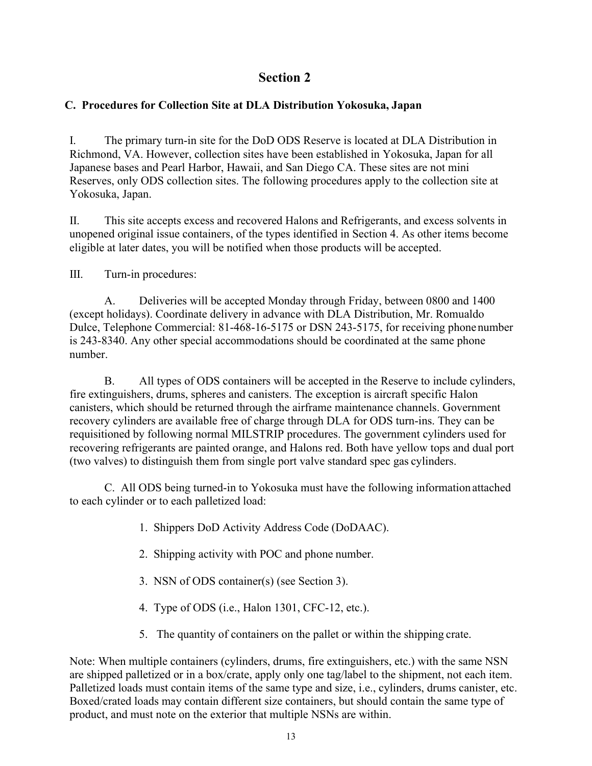# Section 2

### C. Procedures for Collection Site at DLA Distribution Yokosuka, Japan

I. The primary turn-in site for the DoD ODS Reserve is located at DLA Distribution in Richmond, VA. However, collection sites have been established in Yokosuka, Japan for all Japanese bases and Pearl Harbor, Hawaii, and San Diego CA. These sites are not mini Reserves, only ODS collection sites. The following procedures apply to the collection site at Yokosuka, Japan.

II. This site accepts excess and recovered Halons and Refrigerants, and excess solvents in unopened original issue containers, of the types identified in Section 4. As other items become eligible at later dates, you will be notified when those products will be accepted.

III. Turn-in procedures:

A. Deliveries will be accepted Monday through Friday, between 0800 and 1400 (except holidays). Coordinate delivery in advance with DLA Distribution, Mr. Romualdo Dulce, Telephone Commercial: 81-468-16-5175 or DSN 243-5175, for receiving phone number is 243-8340. Any other special accommodations should be coordinated at the same phone number.

B. All types of ODS containers will be accepted in the Reserve to include cylinders, fire extinguishers, drums, spheres and canisters. The exception is aircraft specific Halon canisters, which should be returned through the airframe maintenance channels. Government recovery cylinders are available free of charge through DLA for ODS turn-ins. They can be requisitioned by following normal MILSTRIP procedures. The government cylinders used for recovering refrigerants are painted orange, and Halons red. Both have yellow tops and dual port (two valves) to distinguish them from single port valve standard spec gas cylinders.

C. All ODS being turned-in to Yokosuka must have the following information attached to each cylinder or to each palletized load:

1. Shippers DoD Activity Address Code (DoDAAC).
2. Shipping activity with POC and phone number.
3. NSN of ODS container(s) (see Section 3).
4. Type of ODS (i.e., Halon 1301, CFC-12, etc.).
5. The quantity of containers on the pallet or within the shipping crate.

Note: When multiple containers (cylinders, drums, fire extinguishers, etc.) with the same NSN are shipped palletized or in a box/crate, apply only one tag/label to the shipment, not each item. Palletized loads must contain items of the same type and size, i.e., cylinders, drums canister, etc. Boxed/crated loads may contain different size containers, but should contain the same type of product, and must note on the exterior that multiple NSNs are within.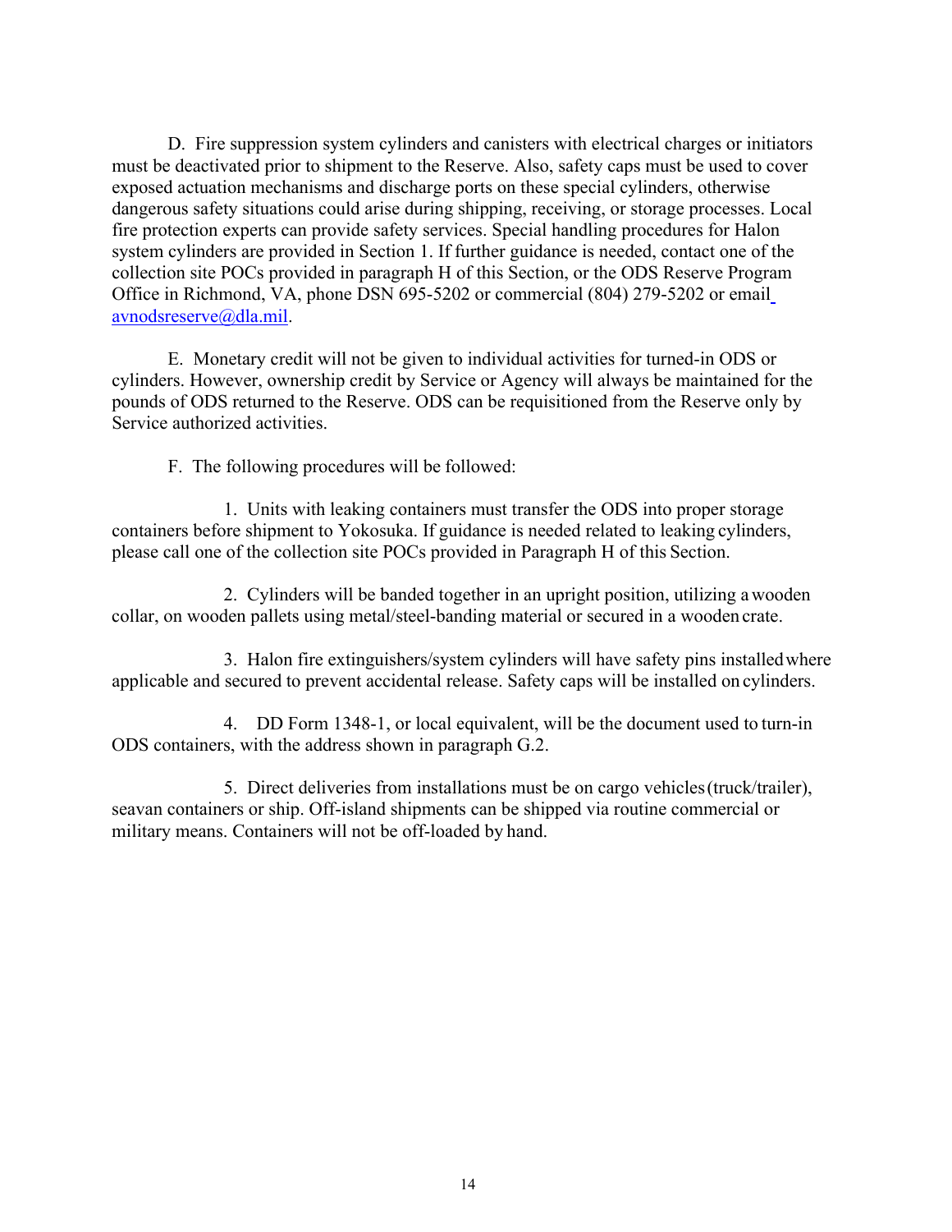D. Fire suppression system cylinders and canisters with electrical charges or initiators must be deactivated prior to shipment to the Reserve. Also, safety caps must be used to cover exposed actuation mechanisms and discharge ports on these special cylinders, otherwise dangerous safety situations could arise during shipping, receiving, or storage processes. Local fire protection experts can provide safety services. Special handling procedures for Halon system cylinders are provided in Section 1. If further guidance is needed, contact one of the collection site POCs provided in paragraph H of this Section, or the ODS Reserve Program Office in Richmond, VA, phone DSN 695-5202 or commercial (804) 279-5202 or email avnodsreserve@dla.mil.

E. Monetary credit will not be given to individual activities for turned-in ODS or cylinders. However, ownership credit by Service or Agency will always be maintained for the pounds of ODS returned to the Reserve. ODS can be requisitioned from the Reserve only by Service authorized activities.

F. The following procedures will be followed:

1. Units with leaking containers must transfer the ODS into proper storage containers before shipment to Yokosuka. If guidance is needed related to leaking cylinders, please call one of the collection site POCs provided in Paragraph H of this Section.

2. Cylinders will be banded together in an upright position, utilizing a wooden collar, on wooden pallets using metal/steel-banding material or secured in a wooden crate.

3. Halon fire extinguishers/system cylinders will have safety pins installed where applicable and secured to prevent accidental release. Safety caps will be installed on cylinders.

4. DD Form 1348-1, or local equivalent, will be the document used to turn-in ODS containers, with the address shown in paragraph G.2.

5. Direct deliveries from installations must be on cargo vehicles (truck/trailer), seavan containers or ship. Off-island shipments can be shipped via routine commercial or military means. Containers will not be off-loaded by hand.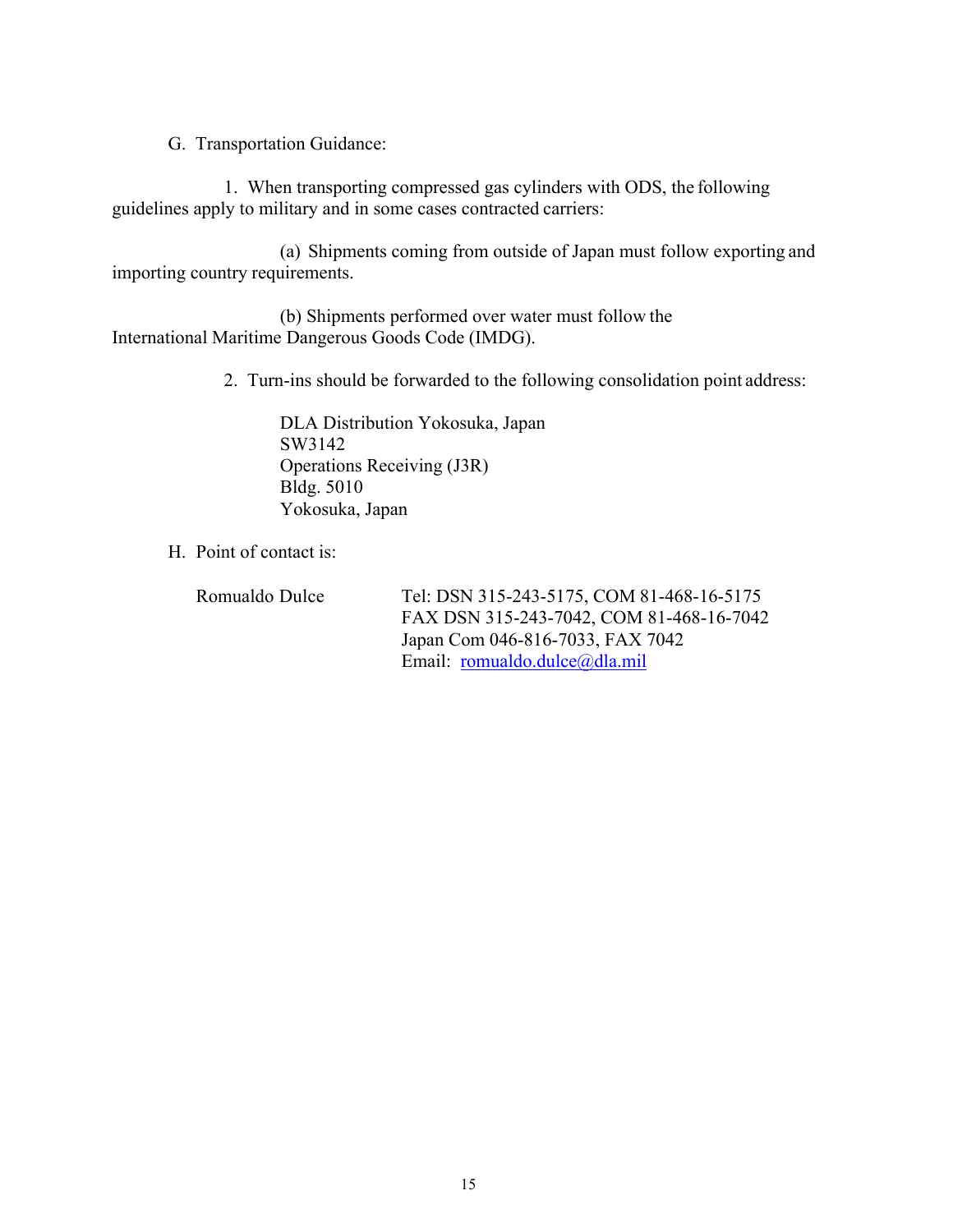G. Transportation Guidance:

1. When transporting compressed gas cylinders with ODS, the following guidelines apply to military and in some cases contracted carriers:

(a) Shipments coming from outside of Japan must follow exporting and importing country requirements.

(b) Shipments performed over water must follow the International Maritime Dangerous Goods Code (IMDG).

2. Turn-ins should be forwarded to the following consolidation point address:

DLA Distribution Yokosuka, Japan
SW3142
Operations Receiving (J3R)
Bldg. 5010
Yokosuka, Japan

H. Point of contact is:

Romualdo Dulce

Tel: DSN 315-243-5175, COM 81-468-16-5175
FAX DSN 315-243-7042, COM 81-468-16-7042
Japan Com 046-816-7033, FAX 7042
Email: romualdo.dulce@dla.mil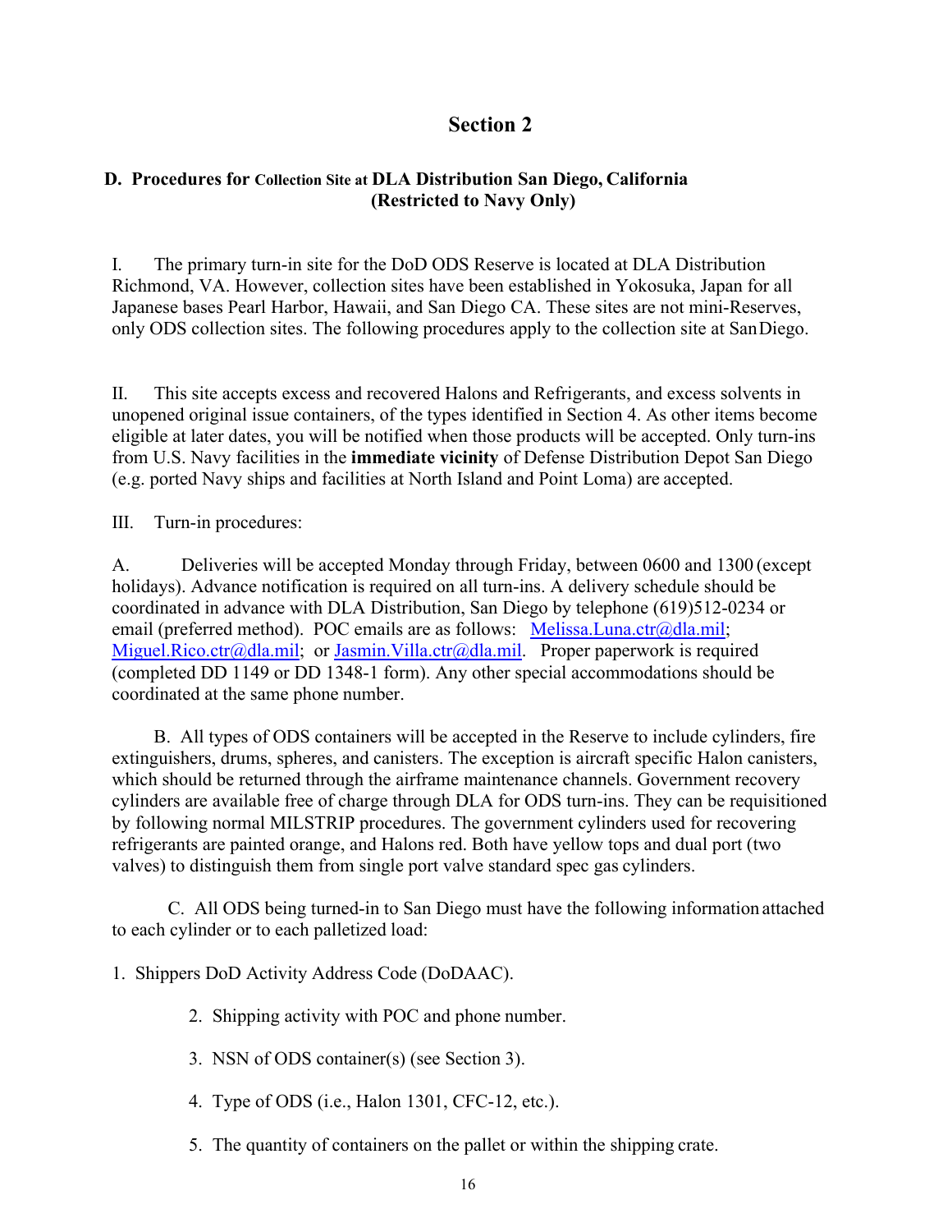# Section 2

## D. Procedures for Collection Site at DLA Distribution San Diego, California (Restricted to Navy Only)

I. The primary turn-in site for the DoD ODS Reserve is located at DLA Distribution Richmond, VA. However, collection sites have been established in Yokosuka, Japan for all Japanese bases Pearl Harbor, Hawaii, and San Diego CA. These sites are not mini-Reserves, only ODS collection sites. The following procedures apply to the collection site at San Diego.

II. This site accepts excess and recovered Halons and Refrigerants, and excess solvents in unopened original issue containers, of the types identified in Section 4. As other items become eligible at later dates, you will be notified when those products will be accepted. Only turn-ins from U.S. Navy facilities in the **immediate vicinity** of Defense Distribution Depot San Diego (e.g. ported Navy ships and facilities at North Island and Point Loma) are accepted.

III. Turn-in procedures:

A. Deliveries will be accepted Monday through Friday, between 0600 and 1300 (except holidays). Advance notification is required on all turn-ins. A delivery schedule should be coordinated in advance with DLA Distribution, San Diego by telephone (619)512-0234 or email (preferred method). POC emails are as follows: Melissa.Luna.ctr@dla.mil; Miguel.Rico.ctr@dla.mil; or Jasmin.Villa.ctr@dla.mil. Proper paperwork is required (completed DD 1149 or DD 1348-1 form). Any other special accommodations should be coordinated at the same phone number.

B. All types of ODS containers will be accepted in the Reserve to include cylinders, fire extinguishers, drums, spheres, and canisters. The exception is aircraft specific Halon canisters, which should be returned through the airframe maintenance channels. Government recovery cylinders are available free of charge through DLA for ODS turn-ins. They can be requisitioned by following normal MILSTRIP procedures. The government cylinders used for recovering refrigerants are painted orange, and Halons red. Both have yellow tops and dual port (two valves) to distinguish them from single port valve standard spec gas cylinders.

C. All ODS being turned-in to San Diego must have the following information attached to each cylinder or to each palletized load:

1. Shippers DoD Activity Address Code (DoDAAC).
2. Shipping activity with POC and phone number.
3. NSN of ODS container(s) (see Section 3).
4. Type of ODS (i.e., Halon 1301, CFC-12, etc.).
5. The quantity of containers on the pallet or within the shipping crate.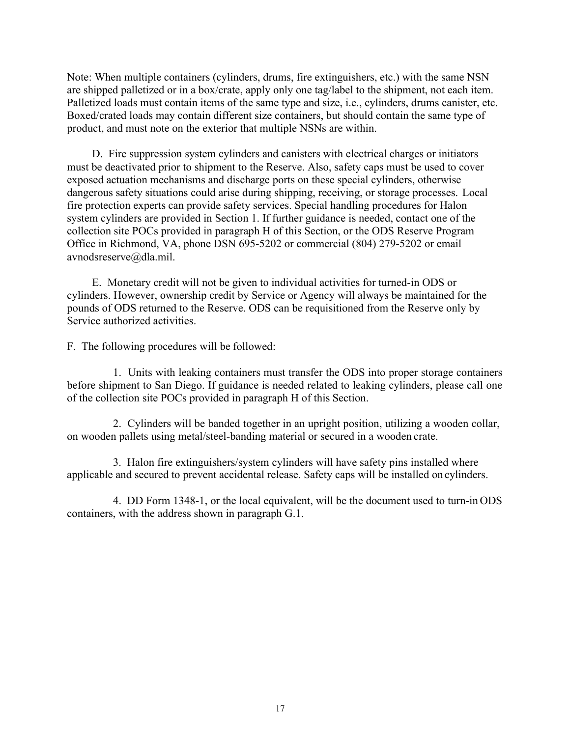Note: When multiple containers (cylinders, drums, fire extinguishers, etc.) with the same NSN are shipped palletized or in a box/crate, apply only one tag/label to the shipment, not each item. Palletized loads must contain items of the same type and size, i.e., cylinders, drums canister, etc. Boxed/crated loads may contain different size containers, but should contain the same type of product, and must note on the exterior that multiple NSNs are within.

D. Fire suppression system cylinders and canisters with electrical charges or initiators must be deactivated prior to shipment to the Reserve. Also, safety caps must be used to cover exposed actuation mechanisms and discharge ports on these special cylinders, otherwise dangerous safety situations could arise during shipping, receiving, or storage processes. Local fire protection experts can provide safety services. Special handling procedures for Halon system cylinders are provided in Section 1. If further guidance is needed, contact one of the collection site POCs provided in paragraph H of this Section, or the ODS Reserve Program Office in Richmond, VA, phone DSN 695-5202 or commercial (804) 279-5202 or email avnodsreserve@dla.mil.

E. Monetary credit will not be given to individual activities for turned-in ODS or cylinders. However, ownership credit by Service or Agency will always be maintained for the pounds of ODS returned to the Reserve. ODS can be requisitioned from the Reserve only by Service authorized activities.

F. The following procedures will be followed:

1. Units with leaking containers must transfer the ODS into proper storage containers before shipment to San Diego. If guidance is needed related to leaking cylinders, please call one of the collection site POCs provided in paragraph H of this Section.

2. Cylinders will be banded together in an upright position, utilizing a wooden collar, on wooden pallets using metal/steel-banding material or secured in a wooden crate.

3. Halon fire extinguishers/system cylinders will have safety pins installed where applicable and secured to prevent accidental release. Safety caps will be installed on cylinders.

4. DD Form 1348-1, or the local equivalent, will be the document used to turn-in ODS containers, with the address shown in paragraph G.1.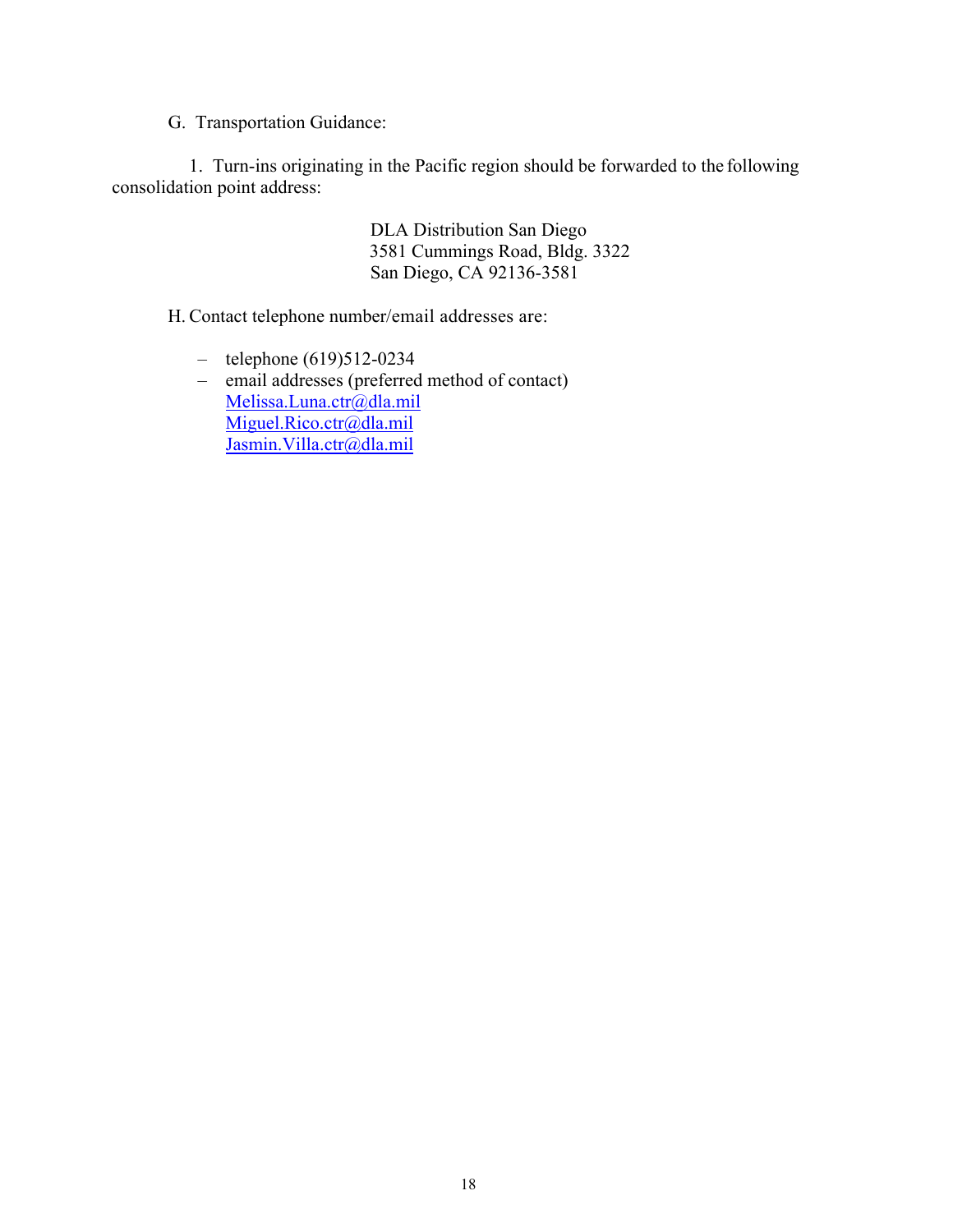G. Transportation Guidance:

1. Turn-ins originating in the Pacific region should be forwarded to the following consolidation point address:

DLA Distribution San Diego
3581 Cummings Road, Bldg. 3322
San Diego, CA 92136-3581

H. Contact telephone number/email addresses are:

- telephone (619)512-0234
- email addresses (preferred method of contact)
  Melissa.Luna.ctr@dla.mil
  Miguel.Rico.ctr@dla.mil
  Jasmin.Villa.ctr@dla.mil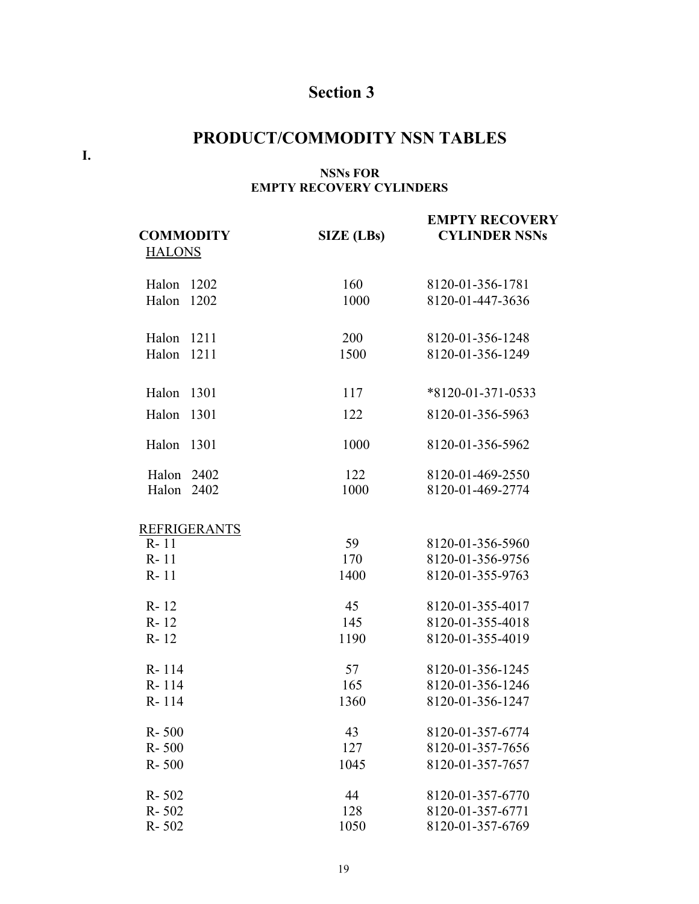# Section 3

## PRODUCT/COMMODITY NSN TABLES

**I.**

### NSNs FOR EMPTY RECOVERY CYLINDERS

| COMMODITY | SIZE (LBs) | EMPTY RECOVERY CYLINDER NSNs |
|---|---|---|
| HALONS | | |
| Halon 1202 | 160 | 8120-01-356-1781 |
| Halon 1202 | 1000 | 8120-01-447-3636 |
| Halon 1211 | 200 | 8120-01-356-1248 |
| Halon 1211 | 1500 | 8120-01-356-1249 |
| Halon 1301 | 117 | *8120-01-371-0533 |
| Halon 1301 | 122 | 8120-01-356-5963 |
| Halon 1301 | 1000 | 8120-01-356-5962 |
| Halon 2402 | 122 | 8120-01-469-2550 |
| Halon 2402 | 1000 | 8120-01-469-2774 |
| REFRIGERANTS | | |
| R- 11 | 59 | 8120-01-356-5960 |
| R- 11 | 170 | 8120-01-356-9756 |
| R- 11 | 1400 | 8120-01-355-9763 |
| R- 12 | 45 | 8120-01-355-4017 |
| R- 12 | 145 | 8120-01-355-4018 |
| R- 12 | 1190 | 8120-01-355-4019 |
| R- 114 | 57 | 8120-01-356-1245 |
| R- 114 | 165 | 8120-01-356-1246 |
| R- 114 | 1360 | 8120-01-356-1247 |
| R- 500 | 43 | 8120-01-357-6774 |
| R- 500 | 127 | 8120-01-357-7656 |
| R- 500 | 1045 | 8120-01-357-7657 |
| R- 502 | 44 | 8120-01-357-6770 |
| R- 502 | 128 | 8120-01-357-6771 |
| R- 502 | 1050 | 8120-01-357-6769 |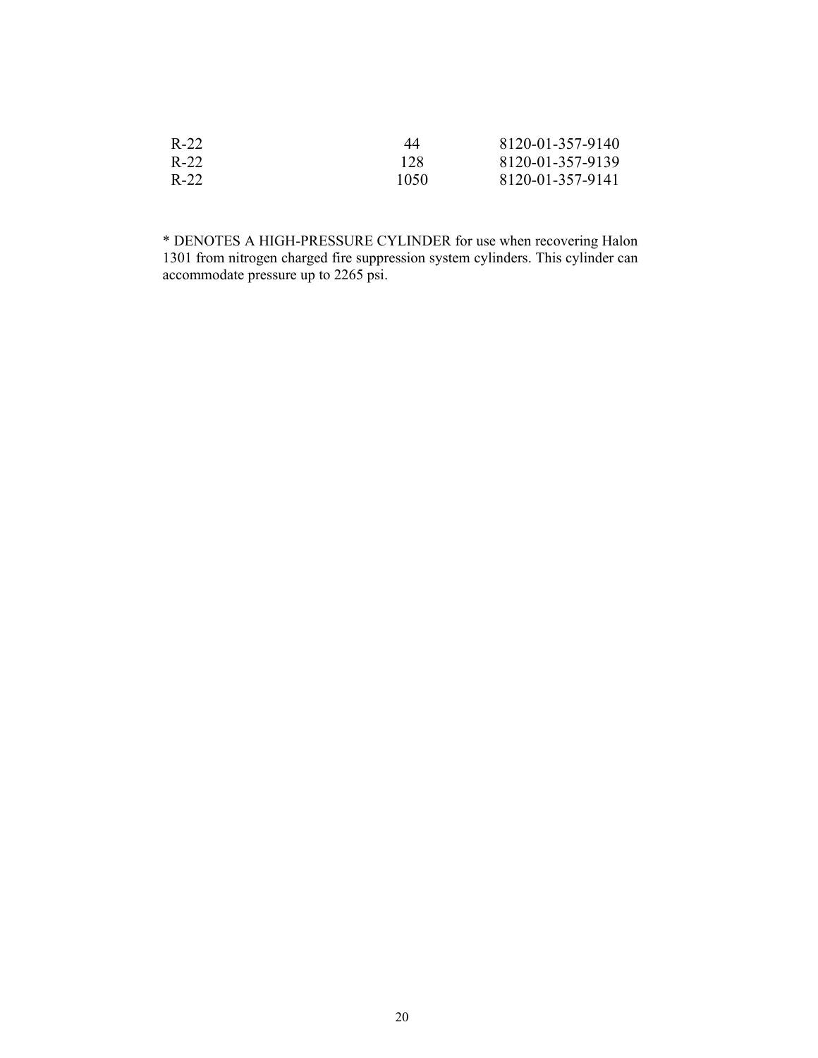| | | |
|---|---|---|
| R-22 | 44 | 8120-01-357-9140 |
| R-22 | 128 | 8120-01-357-9139 |
| R-22 | 1050 | 8120-01-357-9141 |

* DENOTES A HIGH-PRESSURE CYLINDER for use when recovering Halon 1301 from nitrogen charged fire suppression system cylinders. This cylinder can accommodate pressure up to 2265 psi.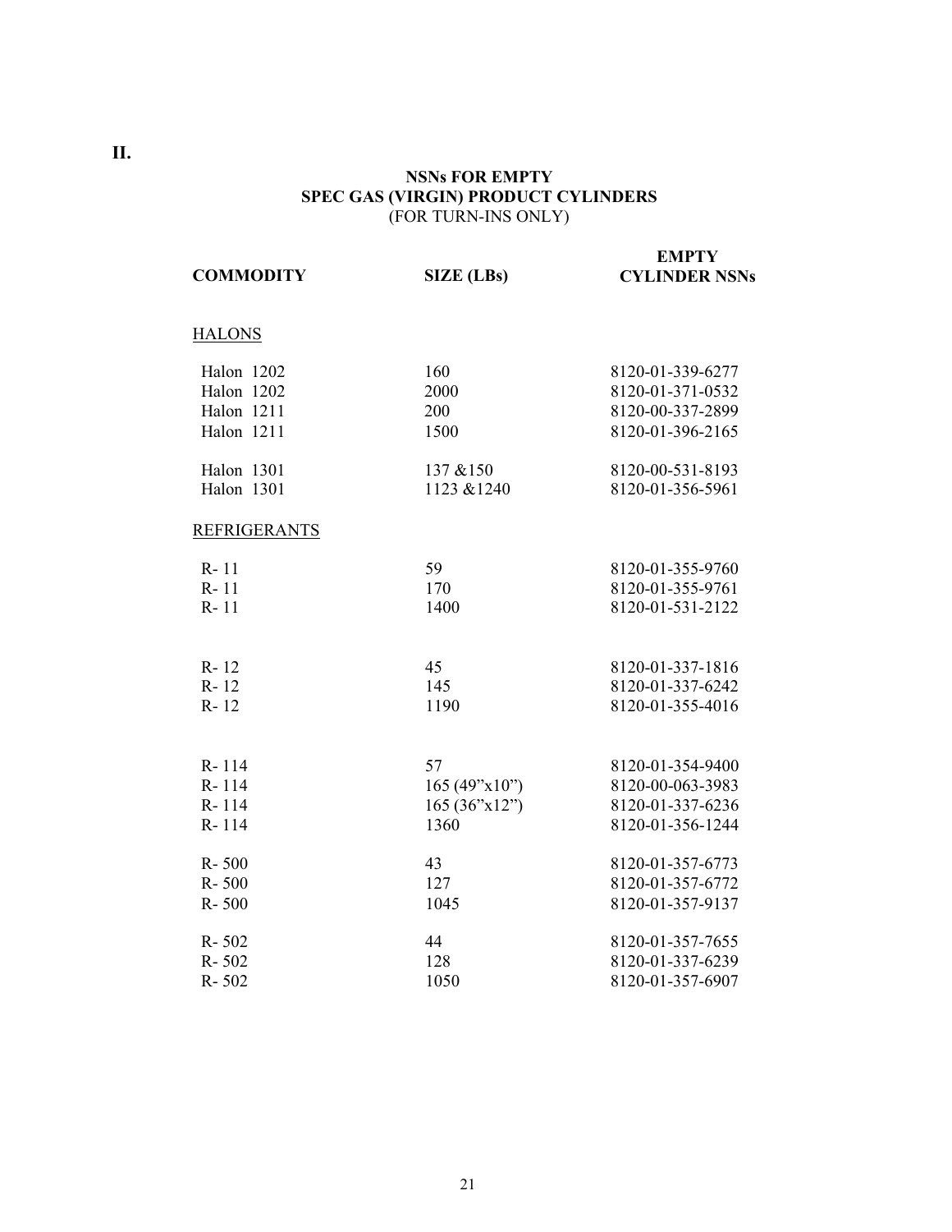**II.**

## NSNs FOR EMPTY SPEC GAS (VIRGIN) PRODUCT CYLINDERS
(FOR TURN-INS ONLY)

| COMMODITY | SIZE (LBs) | EMPTY CYLINDER NSNs |
|---|---|---|
| HALONS | | |
| Halon 1202 | 160 | 8120-01-339-6277 |
| Halon 1202 | 2000 | 8120-01-371-0532 |
| Halon 1211 | 200 | 8120-00-337-2899 |
| Halon 1211 | 1500 | 8120-01-396-2165 |
| Halon 1301 | 137 &150 | 8120-00-531-8193 |
| Halon 1301 | 1123 &1240 | 8120-01-356-5961 |
| REFRIGERANTS | | |
| R- 11 | 59 | 8120-01-355-9760 |
| R- 11 | 170 | 8120-01-355-9761 |
| R- 11 | 1400 | 8120-01-531-2122 |
| R- 12 | 45 | 8120-01-337-1816 |
| R- 12 | 145 | 8120-01-337-6242 |
| R- 12 | 1190 | 8120-01-355-4016 |
| R- 114 | 57 | 8120-01-354-9400 |
| R- 114 | 165 (49"x10") | 8120-00-063-3983 |
| R- 114 | 165 (36"x12") | 8120-01-337-6236 |
| R- 114 | 1360 | 8120-01-356-1244 |
| R- 500 | 43 | 8120-01-357-6773 |
| R- 500 | 127 | 8120-01-357-6772 |
| R- 500 | 1045 | 8120-01-357-9137 |
| R- 502 | 44 | 8120-01-357-7655 |
| R- 502 | 128 | 8120-01-337-6239 |
| R- 502 | 1050 | 8120-01-357-6907 |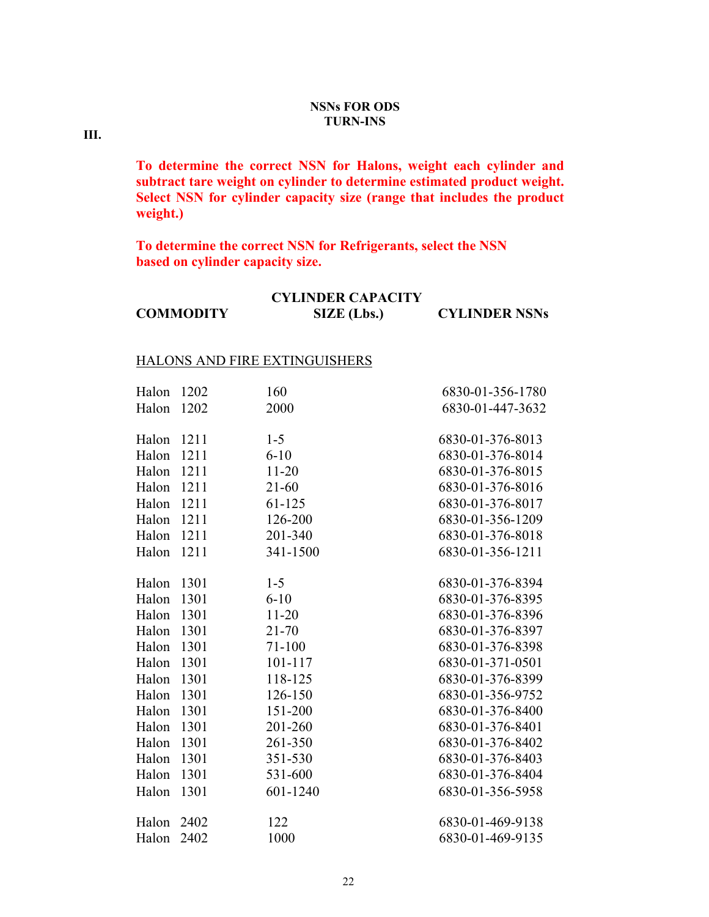## NSNs FOR ODS TURN-INS

III.

**To determine the correct NSN for Halons, weight each cylinder and subtract tare weight on cylinder to determine estimated product weight. Select NSN for cylinder capacity size (range that includes the product weight.)**

**To determine the correct NSN for Refrigerants, select the NSN based on cylinder capacity size.**

| COMMODITY | CYLINDER CAPACITY SIZE (Lbs.) | CYLINDER NSNs |
|---|---|---|
| <u>HALONS AND FIRE EXTINGUISHERS</u> | | |
| Halon 1202 | 160 | 6830-01-356-1780 |
| Halon 1202 | 2000 | 6830-01-447-3632 |
| Halon 1211 | 1-5 | 6830-01-376-8013 |
| Halon 1211 | 6-10 | 6830-01-376-8014 |
| Halon 1211 | 11-20 | 6830-01-376-8015 |
| Halon 1211 | 21-60 | 6830-01-376-8016 |
| Halon 1211 | 61-125 | 6830-01-376-8017 |
| Halon 1211 | 126-200 | 6830-01-356-1209 |
| Halon 1211 | 201-340 | 6830-01-376-8018 |
| Halon 1211 | 341-1500 | 6830-01-356-1211 |
| Halon 1301 | 1-5 | 6830-01-376-8394 |
| Halon 1301 | 6-10 | 6830-01-376-8395 |
| Halon 1301 | 11-20 | 6830-01-376-8396 |
| Halon 1301 | 21-70 | 6830-01-376-8397 |
| Halon 1301 | 71-100 | 6830-01-376-8398 |
| Halon 1301 | 101-117 | 6830-01-371-0501 |
| Halon 1301 | 118-125 | 6830-01-376-8399 |
| Halon 1301 | 126-150 | 6830-01-356-9752 |
| Halon 1301 | 151-200 | 6830-01-376-8400 |
| Halon 1301 | 201-260 | 6830-01-376-8401 |
| Halon 1301 | 261-350 | 6830-01-376-8402 |
| Halon 1301 | 351-530 | 6830-01-376-8403 |
| Halon 1301 | 531-600 | 6830-01-376-8404 |
| Halon 1301 | 601-1240 | 6830-01-356-5958 |
| Halon 2402 | 122 | 6830-01-469-9138 |
| Halon 2402 | 1000 | 6830-01-469-9135 |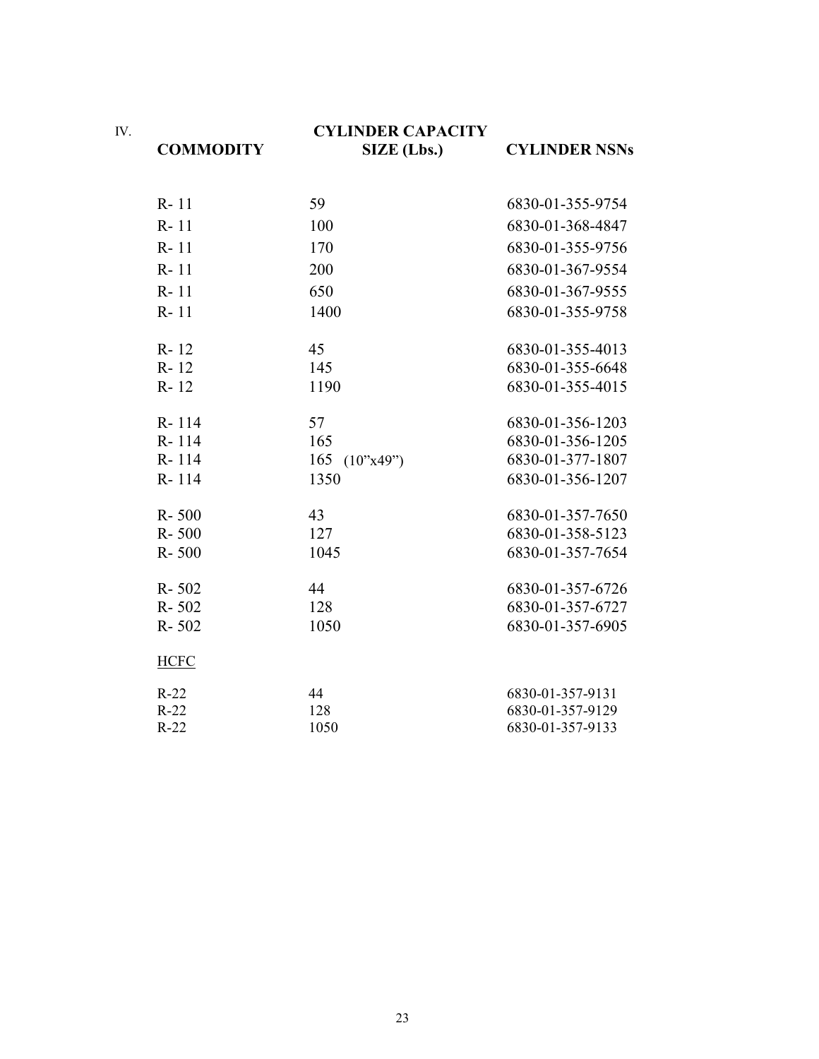IV.

| COMMODITY | CYLINDER CAPACITY SIZE (Lbs.) | CYLINDER NSNs |
|---|---|---|
| R- 11 | 59 | 6830-01-355-9754 |
| R- 11 | 100 | 6830-01-368-4847 |
| R- 11 | 170 | 6830-01-355-9756 |
| R- 11 | 200 | 6830-01-367-9554 |
| R- 11 | 650 | 6830-01-367-9555 |
| R- 11 | 1400 | 6830-01-355-9758 |
| R- 12 | 45 | 6830-01-355-4013 |
| R- 12 | 145 | 6830-01-355-6648 |
| R- 12 | 1190 | 6830-01-355-4015 |
| R- 114 | 57 | 6830-01-356-1203 |
| R- 114 | 165 | 6830-01-356-1205 |
| R- 114 | 165 (10"x49") | 6830-01-377-1807 |
| R- 114 | 1350 | 6830-01-356-1207 |
| R- 500 | 43 | 6830-01-357-7650 |
| R- 500 | 127 | 6830-01-358-5123 |
| R- 500 | 1045 | 6830-01-357-7654 |
| R- 502 | 44 | 6830-01-357-6726 |
| R- 502 | 128 | 6830-01-357-6727 |
| R- 502 | 1050 | 6830-01-357-6905 |
| HCFC | | |
| R-22 | 44 | 6830-01-357-9131 |
| R-22 | 128 | 6830-01-357-9129 |
| R-22 | 1050 | 6830-01-357-9133 |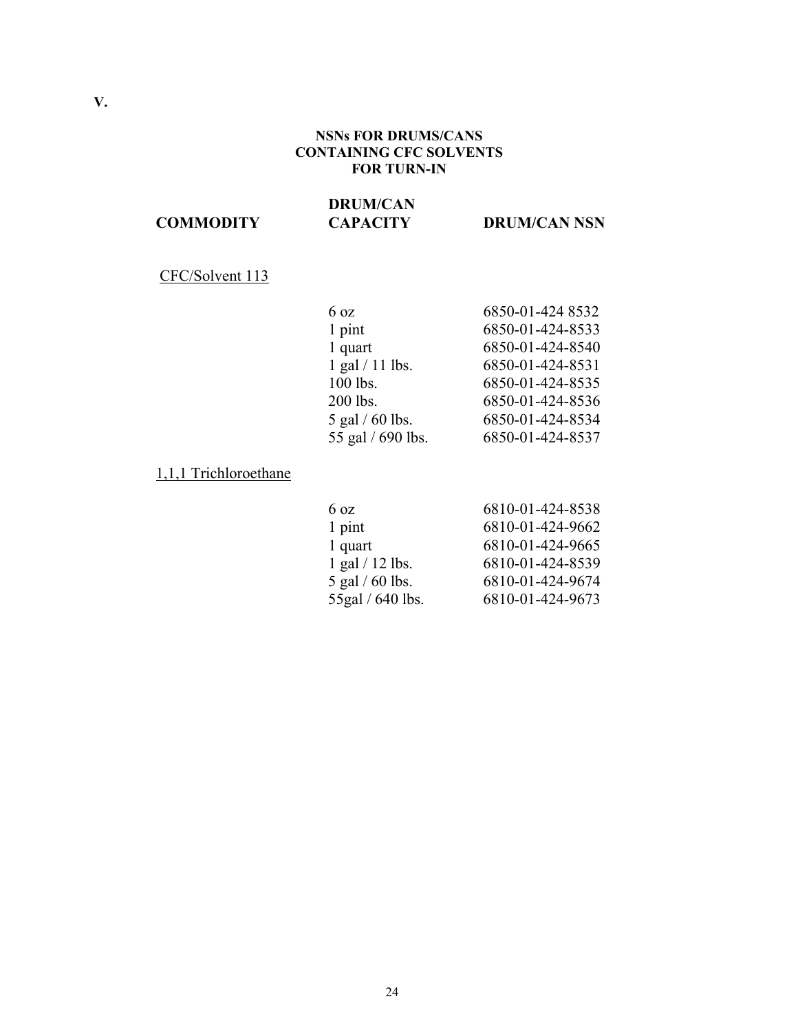V.

### NSNs FOR DRUMS/CANS CONTAINING CFC SOLVENTS FOR TURN-IN

| COMMODITY | DRUM/CAN CAPACITY | DRUM/CAN NSN |
|---|---|---|
| CFC/Solvent 113 | | |
| | 6 oz | 6850-01-424 8532 |
| | 1 pint | 6850-01-424-8533 |
| | 1 quart | 6850-01-424-8540 |
| | 1 gal / 11 lbs. | 6850-01-424-8531 |
| | 100 lbs. | 6850-01-424-8535 |
| | 200 lbs. | 6850-01-424-8536 |
| | 5 gal / 60 lbs. | 6850-01-424-8534 |
| | 55 gal / 690 lbs. | 6850-01-424-8537 |
| 1,1,1 Trichloroethane | | |
| | 6 oz | 6810-01-424-8538 |
| | 1 pint | 6810-01-424-9662 |
| | 1 quart | 6810-01-424-9665 |
| | 1 gal / 12 lbs. | 6810-01-424-8539 |
| | 5 gal / 60 lbs. | 6810-01-424-9674 |
| | 55gal / 640 lbs. | 6810-01-424-9673 |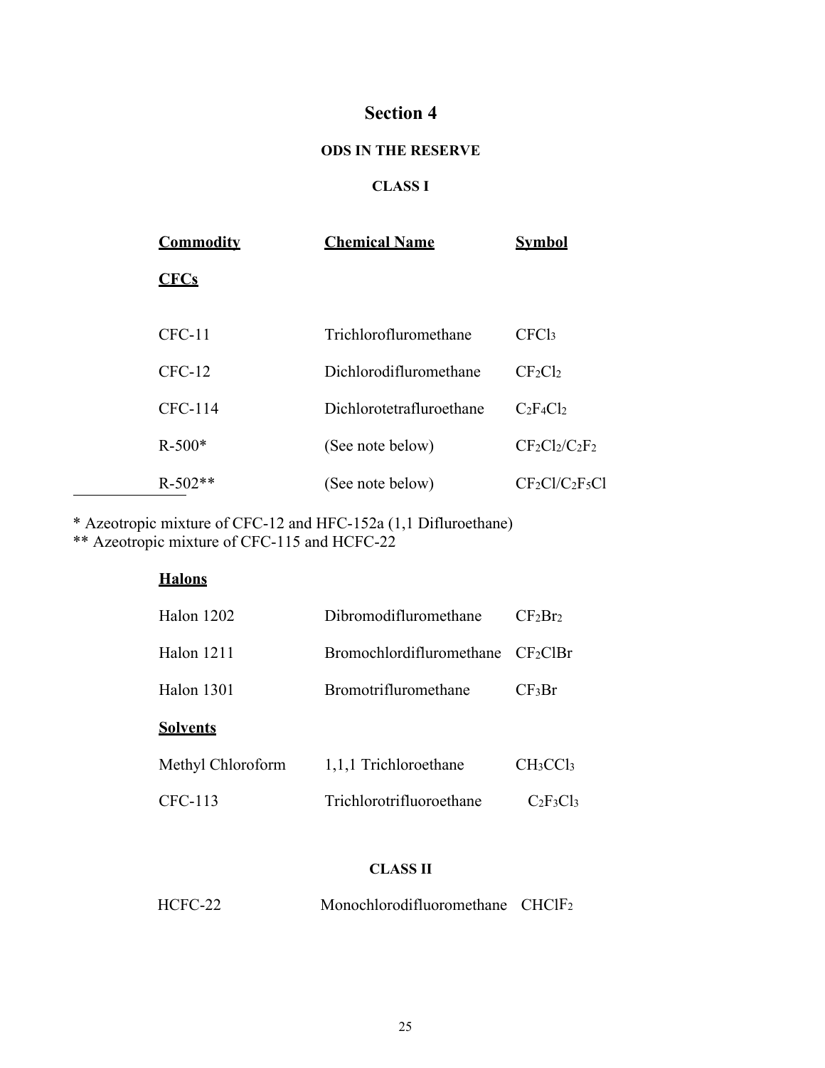# Section 4

## ODS IN THE RESERVE

### CLASS I

| Commodity | Chemical Name | Symbol |
|---|---|---|
| **CFCs** | | |
| CFC-11 | Trichloroflurometh­ane | $CFCl_3$ |
| CFC-12 | Dichlorodiflurometh­ane | $CF_2Cl_2$ |
| CFC-114 | Dichlorotetrafluroethane | $C_2F_4Cl_2$ |
| R-500* | (See note below) | $CF_2Cl_2/C_2F_2$ |
| R-502** | (See note below) | $CF_2Cl/C_2F_5Cl$ |

\* Azeotropic mixture of CFC-12 and HFC-152a (1,1 Difluroethane)
\*\* Azeotropic mixture of CFC-115 and HCFC-22

| Commodity | Chemical Name | Symbol |
|---|---|---|
| **Halons** | | |
| Halon 1202 | Dibromodiflurometh­ane | $CF_2Br_2$ |
| Halon 1211 | Bromochlordiflurometh­ane | $CF_2ClBr$ |
| Halon 1301 | Bromotriflurometh­ane | $CF_3Br$ |
| **Solvents** | | |
| Methyl Chloroform | 1,1,1 Trichloroethane | $CH_3CCl_3$ |
| CFC-113 | Trichlorotrifluoroethane | $C_2F_3Cl_3$ |

### CLASS II

| Commodity | Chemical Name | Symbol |
|---|---|---|
| HCFC-22 | Monochlorodifluoromethane | $CHClF_2$ |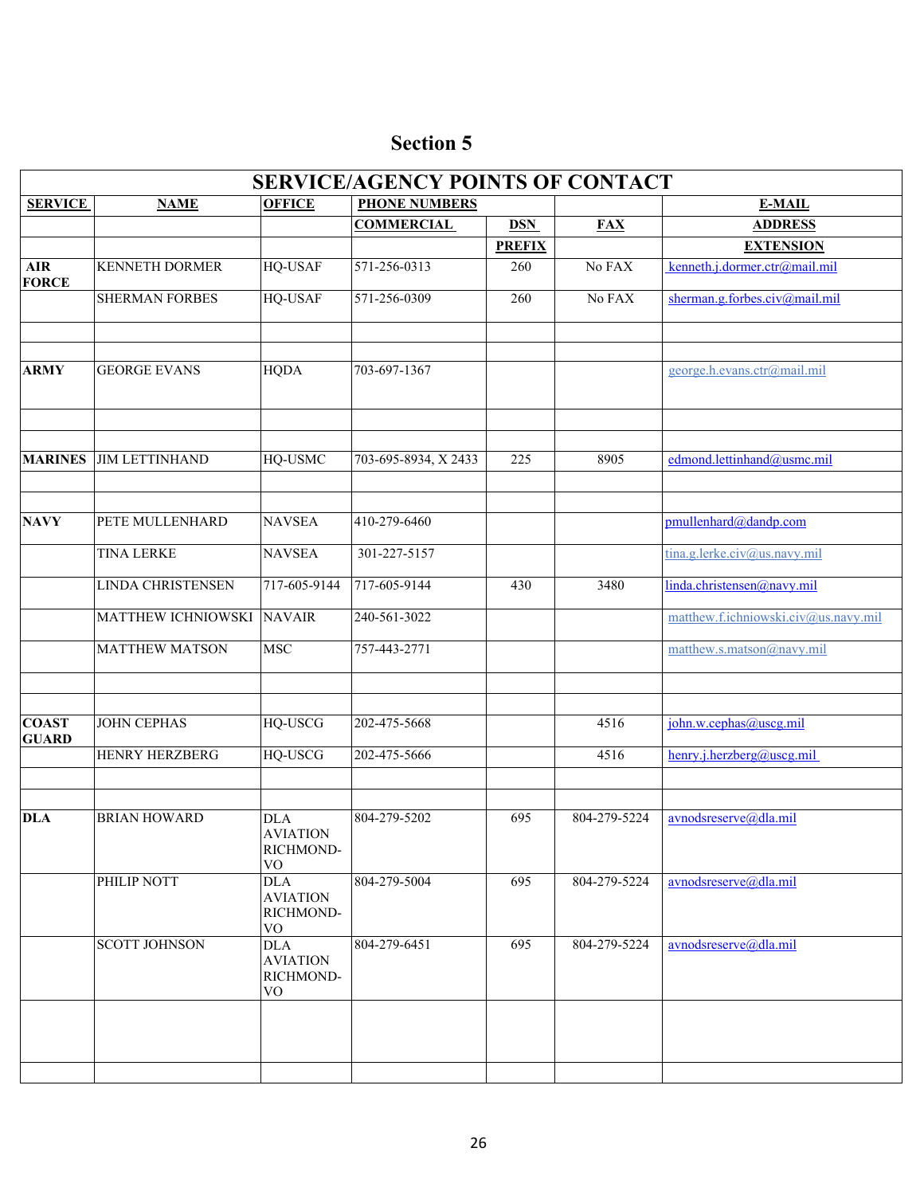# Section 5

| SERVICE/AGENCY POINTS OF CONTACT | | | | | | |
|---|---|---|---|---|---|---|
| **SERVICE** | **NAME** | **OFFICE** | **PHONE NUMBERS** | | | **E-MAIL** |
| | | | **COMMERCIAL** | **DSN** | **FAX** | **ADDRESS** |
| | | | | **PREFIX** | | **EXTENSION** |
| **AIR FORCE** | KENNETH DORMER | HQ-USAF | 571-256-0313 | 260 | No FAX | kenneth.j.dormer.ctr@mail.mil |
| | SHERMAN FORBES | HQ-USAF | 571-256-0309 | 260 | No FAX | sherman.g.forbes.civ@mail.mil |
| | | | | | | |
| | | | | | | |
| **ARMY** | GEORGE EVANS | HQDA | 703-697-1367 | | | george.h.evans.ctr@mail.mil |
| | | | | | | |
| | | | | | | |
| **MARINES** | JIM LETTINHAND | HQ-USMC | 703-695-8934, X 2433 | 225 | 8905 | edmond.lettinhand@usmc.mil |
| | | | | | | |
| | | | | | | |
| **NAVY** | PETE MULLENHARD | NAVSEA | 410-279-6460 | | | pmullenhard@dandp.com |
| | TINA LERKE | NAVSEA | 301-227-5157 | | | tina.g.lerke.civ@us.navy.mil |
| | LINDA CHRISTENSEN | 717-605-9144 | 717-605-9144 | 430 | 3480 | linda.christensen@navy.mil |
| | MATTHEW ICHNIOWSKI | NAVAIR | 240-561-3022 | | | matthew.f.ichniowski.civ@us.navy.mil |
| | MATTHEW MATSON | MSC | 757-443-2771 | | | matthew.s.matson@navy.mil |
| | | | | | | |
| | | | | | | |
| **COAST GUARD** | JOHN CEPHAS | HQ-USCG | 202-475-5668 | | 4516 | john.w.cephas@uscg.mil |
| | HENRY HERZBERG | HQ-USCG | 202-475-5666 | | 4516 | henry.j.herzberg@uscg.mil |
| | | | | | | |
| | | | | | | |
| **DLA** | BRIAN HOWARD | DLA AVIATION RICHMOND-VO | 804-279-5202 | 695 | 804-279-5224 | avnodsreserve@dla.mil |
| | PHILIP NOTT | DLA AVIATION RICHMOND-VO | 804-279-5004 | 695 | 804-279-5224 | avnodsreserve@dla.mil |
| | SCOTT JOHNSON | DLA AVIATION RICHMOND-VO | 804-279-6451 | 695 | 804-279-5224 | avnodsreserve@dla.mil |
| | | | | | | |
| | | | | | | |